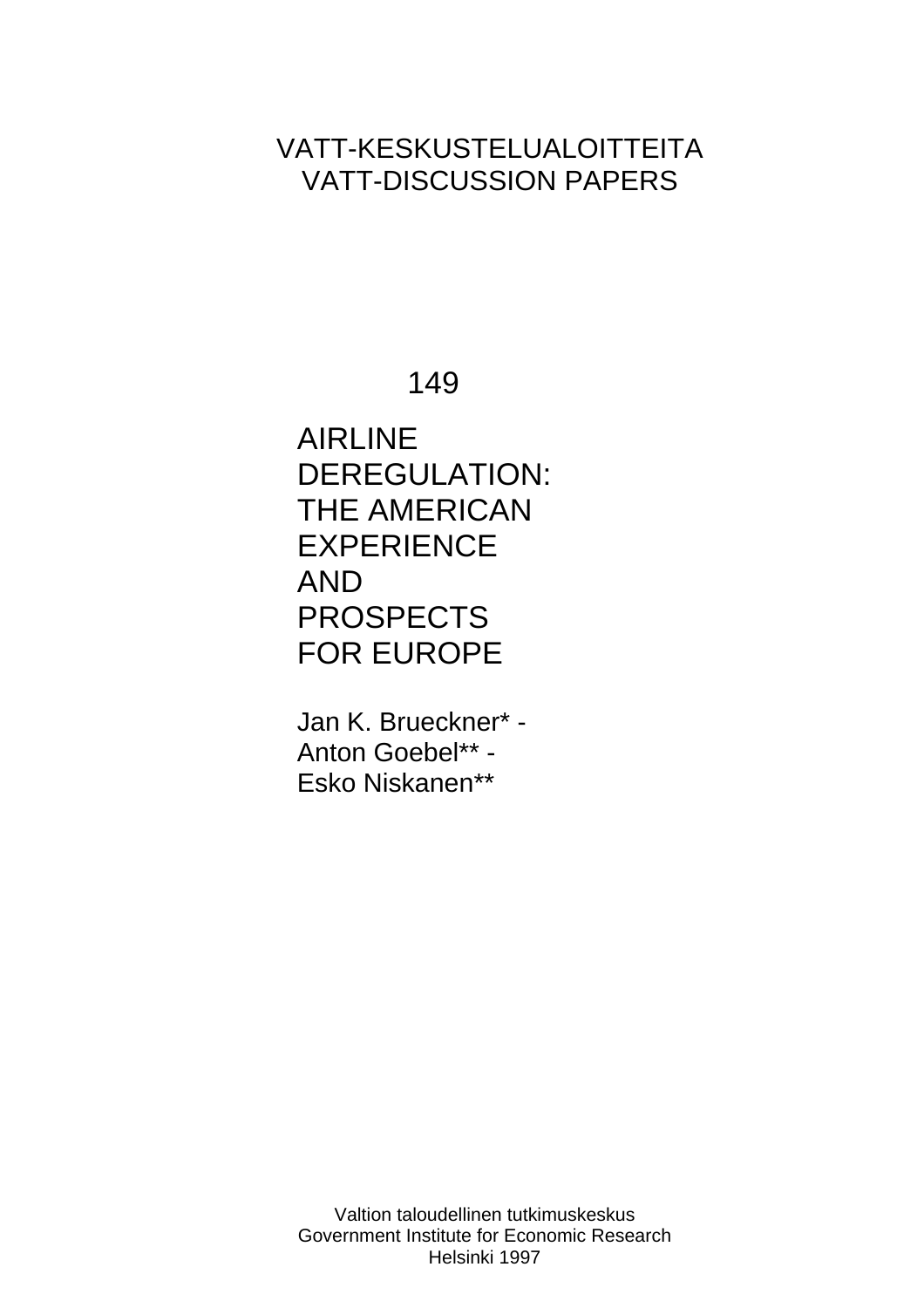VATT-KESKUSTELUALOITTEITA
VATT-DISCUSSION PAPERS

149

# AIRLINE DEREGULATION: THE AMERICAN EXPERIENCE AND PROSPECTS FOR EUROPE

Jan K. Brueckner* -
Anton Goebel** -
Esko Niskanen**

Valtion taloudellinen tutkimuskeskus
Government Institute for Economic Research
Helsinki 1997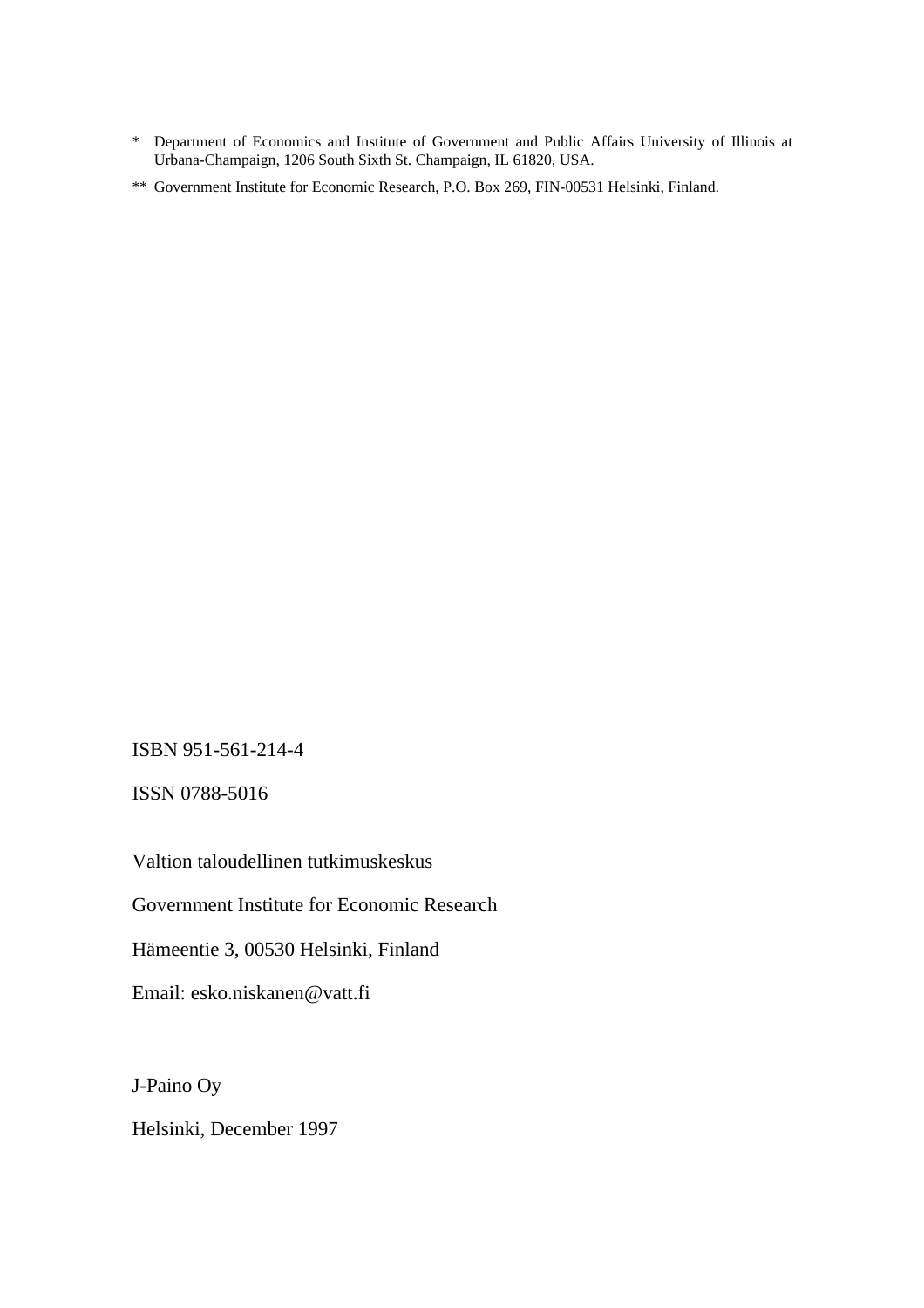\* Department of Economics and Institute of Government and Public Affairs University of Illinois at Urbana-Champaign, 1206 South Sixth St. Champaign, IL 61820, USA.

\*\* Government Institute for Economic Research, P.O. Box 269, FIN-00531 Helsinki, Finland.

ISBN 951-561-214-4

ISSN 0788-5016

Valtion taloudellinen tutkimuskeskus

Government Institute for Economic Research

Hämeentie 3, 00530 Helsinki, Finland

Email: esko.niskanen@vatt.fi

J-Paino Oy

Helsinki, December 1997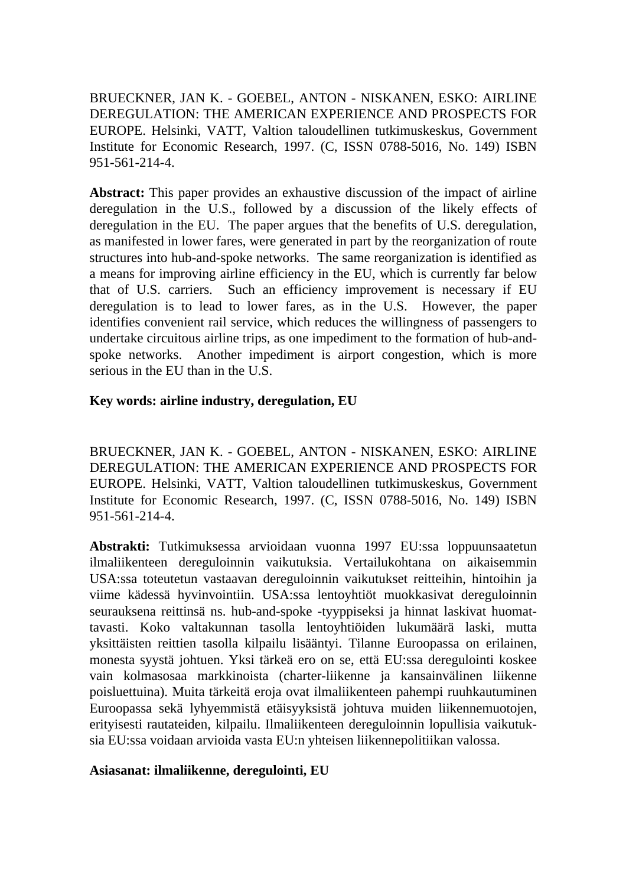BRUECKNER, JAN K. - GOEBEL, ANTON - NISKANEN, ESKO: AIRLINE DEREGULATION: THE AMERICAN EXPERIENCE AND PROSPECTS FOR EUROPE. Helsinki, VATT, Valtion taloudellinen tutkimuskeskus, Government Institute for Economic Research, 1997. (C, ISSN 0788-5016, No. 149) ISBN 951-561-214-4.

**Abstract:** This paper provides an exhaustive discussion of the impact of airline deregulation in the U.S., followed by a discussion of the likely effects of deregulation in the EU. The paper argues that the benefits of U.S. deregulation, as manifested in lower fares, were generated in part by the reorganization of route structures into hub-and-spoke networks. The same reorganization is identified as a means for improving airline efficiency in the EU, which is currently far below that of U.S. carriers. Such an efficiency improvement is necessary if EU deregulation is to lead to lower fares, as in the U.S. However, the paper identifies convenient rail service, which reduces the willingness of passengers to undertake circuitous airline trips, as one impediment to the formation of hub-and-spoke networks. Another impediment is airport congestion, which is more serious in the EU than in the U.S.

**Key words: airline industry, deregulation, EU**

BRUECKNER, JAN K. - GOEBEL, ANTON - NISKANEN, ESKO: AIRLINE DEREGULATION: THE AMERICAN EXPERIENCE AND PROSPECTS FOR EUROPE. Helsinki, VATT, Valtion taloudellinen tutkimuskeskus, Government Institute for Economic Research, 1997. (C, ISSN 0788-5016, No. 149) ISBN 951-561-214-4.

**Abstrakti:** Tutkimuksessa arvioidaan vuonna 1997 EU:ssa loppuunsaatetun ilmaliikenteen dereguloinnin vaikutuksia. Vertailukohtana on aikaisemmin USA:ssa toteutetun vastaavan dereguloinnin vaikutukset reitteihin, hintoihin ja viime kädessä hyvinvointiin. USA:ssa lentoyhtiöt muokkasivat dereguloinnin seurauksena reittinsä ns. hub-and-spoke -tyyppiseksi ja hinnat laskivat huomattavasti. Koko valtakunnan tasolla lentoyhtiöiden lukumäärä laski, mutta yksittäisten reittien tasolla kilpailu lisääntyi. Tilanne Euroopassa on erilainen, monesta syystä johtuen. Yksi tärkeä ero on se, että EU:ssa deregulointi koskee vain kolmasosaa markkinoista (charter-liikenne ja kansainvälinen liikenne poisluettuina). Muita tärkeitä eroja ovat ilmaliikenteen pahempi ruuhkautuminen Euroopassa sekä lyhyemmistä etäisyyksistä johtuva muiden liikennemuotojen, erityisesti rautateiden, kilpailu. Ilmaliikenteen dereguloinnin lopullisia vaikutuksia EU:ssa voidaan arvioida vasta EU:n yhteisen liikennepolitiikan valossa.

**Asiasanat: ilmaliikenne, deregulointi, EU**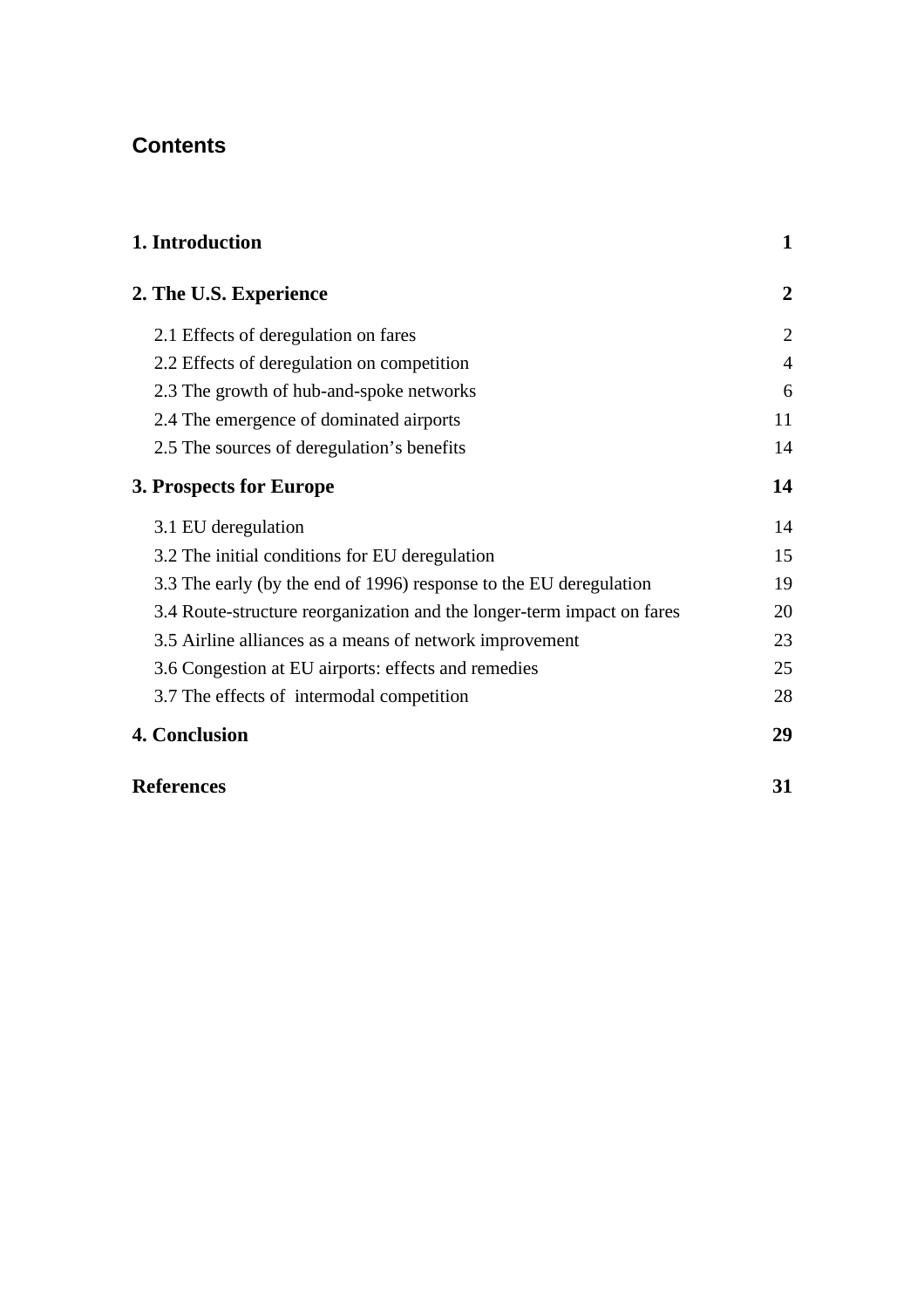## Contents

| | |
|---|---|
| **1. Introduction** | **1** |
| **2. The U.S. Experience** | **2** |
| 2.1 Effects of deregulation on fares | 2 |
| 2.2 Effects of deregulation on competition | 4 |
| 2.3 The growth of hub-and-spoke networks | 6 |
| 2.4 The emergence of dominated airports | 11 |
| 2.5 The sources of deregulation's benefits | 14 |
| **3. Prospects for Europe** | **14** |
| 3.1 EU deregulation | 14 |
| 3.2 The initial conditions for EU deregulation | 15 |
| 3.3 The early (by the end of 1996) response to the EU deregulation | 19 |
| 3.4 Route-structure reorganization and the longer-term impact on fares | 20 |
| 3.5 Airline alliances as a means of network improvement | 23 |
| 3.6 Congestion at EU airports: effects and remedies | 25 |
| 3.7 The effects of intermodal competition | 28 |
| **4. Conclusion** | **29** |
| **References** | **31** |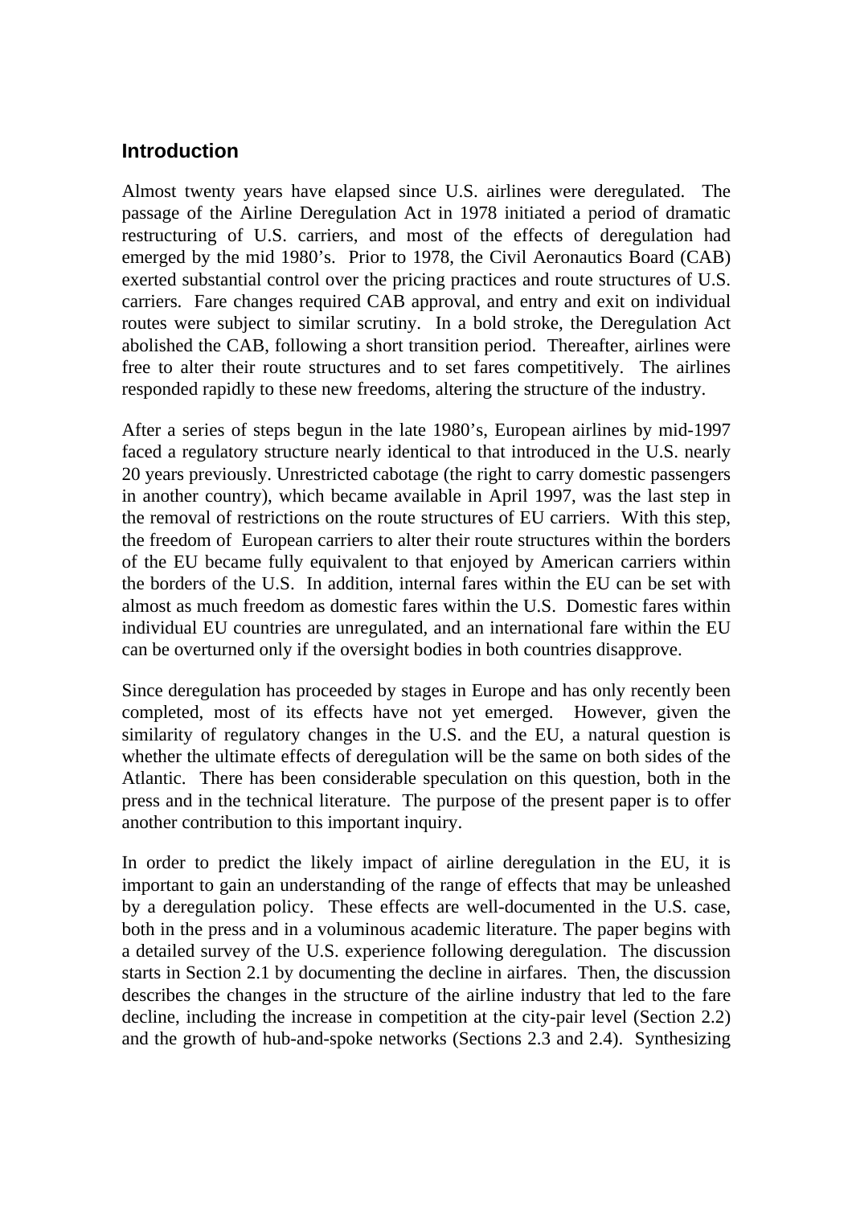## Introduction

Almost twenty years have elapsed since U.S. airlines were deregulated. The passage of the Airline Deregulation Act in 1978 initiated a period of dramatic restructuring of U.S. carriers, and most of the effects of deregulation had emerged by the mid 1980's. Prior to 1978, the Civil Aeronautics Board (CAB) exerted substantial control over the pricing practices and route structures of U.S. carriers. Fare changes required CAB approval, and entry and exit on individual routes were subject to similar scrutiny. In a bold stroke, the Deregulation Act abolished the CAB, following a short transition period. Thereafter, airlines were free to alter their route structures and to set fares competitively. The airlines responded rapidly to these new freedoms, altering the structure of the industry.

After a series of steps begun in the late 1980's, European airlines by mid-1997 faced a regulatory structure nearly identical to that introduced in the U.S. nearly 20 years previously. Unrestricted cabotage (the right to carry domestic passengers in another country), which became available in April 1997, was the last step in the removal of restrictions on the route structures of EU carriers. With this step, the freedom of European carriers to alter their route structures within the borders of the EU became fully equivalent to that enjoyed by American carriers within the borders of the U.S. In addition, internal fares within the EU can be set with almost as much freedom as domestic fares within the U.S. Domestic fares within individual EU countries are unregulated, and an international fare within the EU can be overturned only if the oversight bodies in both countries disapprove.

Since deregulation has proceeded by stages in Europe and has only recently been completed, most of its effects have not yet emerged. However, given the similarity of regulatory changes in the U.S. and the EU, a natural question is whether the ultimate effects of deregulation will be the same on both sides of the Atlantic. There has been considerable speculation on this question, both in the press and in the technical literature. The purpose of the present paper is to offer another contribution to this important inquiry.

In order to predict the likely impact of airline deregulation in the EU, it is important to gain an understanding of the range of effects that may be unleashed by a deregulation policy. These effects are well-documented in the U.S. case, both in the press and in a voluminous academic literature. The paper begins with a detailed survey of the U.S. experience following deregulation. The discussion starts in Section 2.1 by documenting the decline in airfares. Then, the discussion describes the changes in the structure of the airline industry that led to the fare decline, including the increase in competition at the city-pair level (Section 2.2) and the growth of hub-and-spoke networks (Sections 2.3 and 2.4). Synthesizing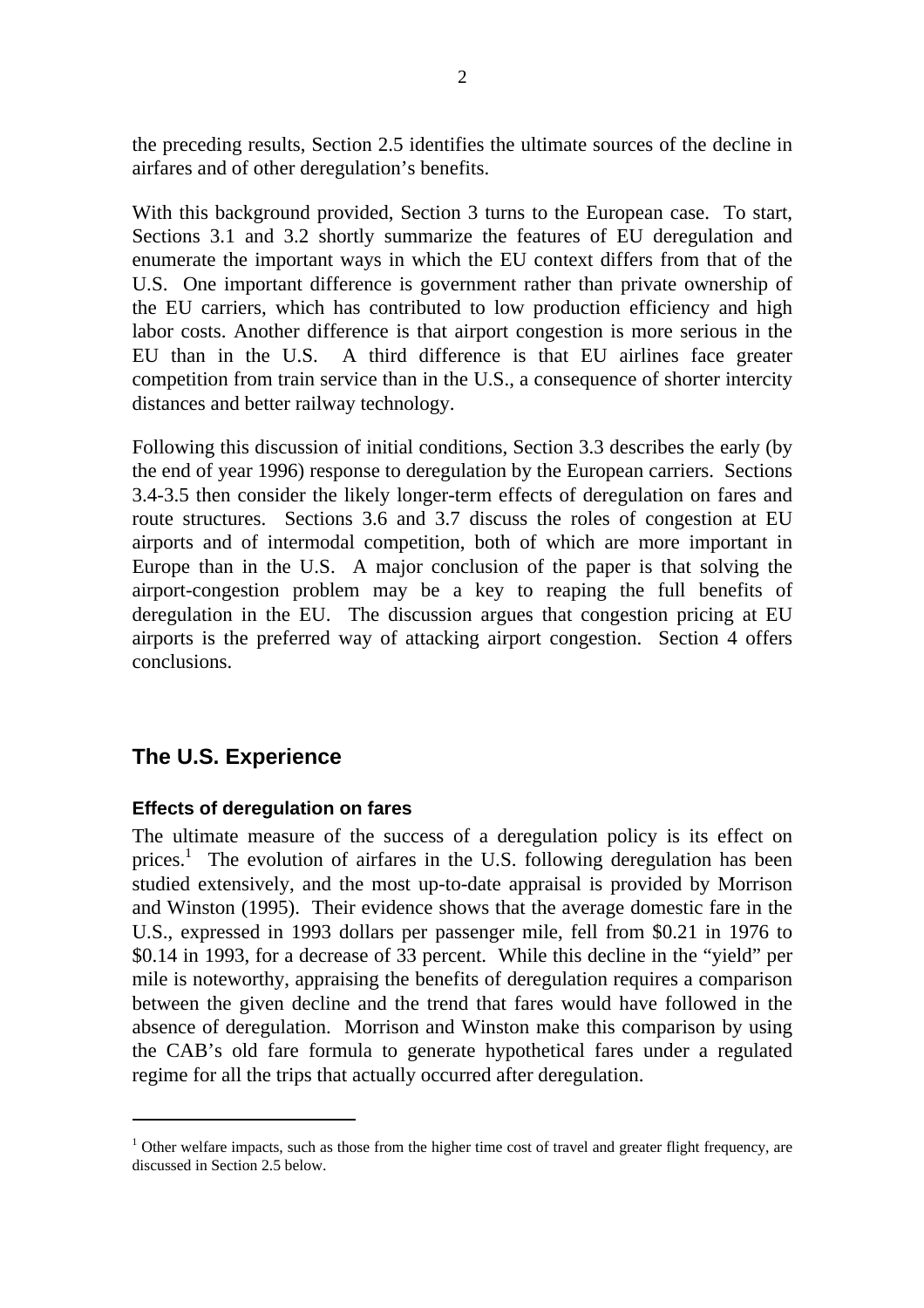the preceding results, Section 2.5 identifies the ultimate sources of the decline in airfares and of other deregulation's benefits.

With this background provided, Section 3 turns to the European case. To start, Sections 3.1 and 3.2 shortly summarize the features of EU deregulation and enumerate the important ways in which the EU context differs from that of the U.S. One important difference is government rather than private ownership of the EU carriers, which has contributed to low production efficiency and high labor costs. Another difference is that airport congestion is more serious in the EU than in the U.S. A third difference is that EU airlines face greater competition from train service than in the U.S., a consequence of shorter intercity distances and better railway technology.

Following this discussion of initial conditions, Section 3.3 describes the early (by the end of year 1996) response to deregulation by the European carriers. Sections 3.4-3.5 then consider the likely longer-term effects of deregulation on fares and route structures. Sections 3.6 and 3.7 discuss the roles of congestion at EU airports and of intermodal competition, both of which are more important in Europe than in the U.S. A major conclusion of the paper is that solving the airport-congestion problem may be a key to reaping the full benefits of deregulation in the EU. The discussion argues that congestion pricing at EU airports is the preferred way of attacking airport congestion. Section 4 offers conclusions.

# The U.S. Experience

## Effects of deregulation on fares

The ultimate measure of the success of a deregulation policy is its effect on prices.[1] The evolution of airfares in the U.S. following deregulation has been studied extensively, and the most up-to-date appraisal is provided by Morrison and Winston (1995). Their evidence shows that the average domestic fare in the U.S., expressed in 1993 dollars per passenger mile, fell from $0.21 in 1976 to $0.14 in 1993, for a decrease of 33 percent. While this decline in the "yield" per mile is noteworthy, appraising the benefits of deregulation requires a comparison between the given decline and the trend that fares would have followed in the absence of deregulation. Morrison and Winston make this comparison by using the CAB's old fare formula to generate hypothetical fares under a regulated regime for all the trips that actually occurred after deregulation.

---

[1] Other welfare impacts, such as those from the higher time cost of travel and greater flight frequency, are discussed in Section 2.5 below.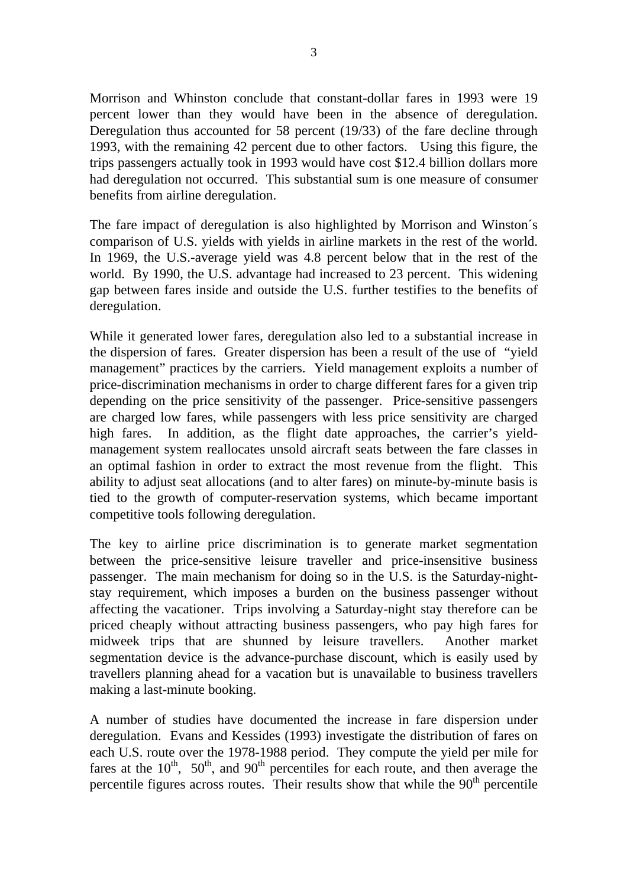Morrison and Whinston conclude that constant-dollar fares in 1993 were 19 percent lower than they would have been in the absence of deregulation. Deregulation thus accounted for 58 percent (19/33) of the fare decline through 1993, with the remaining 42 percent due to other factors. Using this figure, the trips passengers actually took in 1993 would have cost \$12.4 billion dollars more had deregulation not occurred. This substantial sum is one measure of consumer benefits from airline deregulation.

The fare impact of deregulation is also highlighted by Morrison and Winston´s comparison of U.S. yields with yields in airline markets in the rest of the world. In 1969, the U.S.-average yield was 4.8 percent below that in the rest of the world. By 1990, the U.S. advantage had increased to 23 percent. This widening gap between fares inside and outside the U.S. further testifies to the benefits of deregulation.

While it generated lower fares, deregulation also led to a substantial increase in the dispersion of fares. Greater dispersion has been a result of the use of "yield management" practices by the carriers. Yield management exploits a number of price-discrimination mechanisms in order to charge different fares for a given trip depending on the price sensitivity of the passenger. Price-sensitive passengers are charged low fares, while passengers with less price sensitivity are charged high fares. In addition, as the flight date approaches, the carrier's yield-management system reallocates unsold aircraft seats between the fare classes in an optimal fashion in order to extract the most revenue from the flight. This ability to adjust seat allocations (and to alter fares) on minute-by-minute basis is tied to the growth of computer-reservation systems, which became important competitive tools following deregulation.

The key to airline price discrimination is to generate market segmentation between the price-sensitive leisure traveller and price-insensitive business passenger. The main mechanism for doing so in the U.S. is the Saturday-night-stay requirement, which imposes a burden on the business passenger without affecting the vacationer. Trips involving a Saturday-night stay therefore can be priced cheaply without attracting business passengers, who pay high fares for midweek trips that are shunned by leisure travellers. Another market segmentation device is the advance-purchase discount, which is easily used by travellers planning ahead for a vacation but is unavailable to business travellers making a last-minute booking.

A number of studies have documented the increase in fare dispersion under deregulation. Evans and Kessides (1993) investigate the distribution of fares on each U.S. route over the 1978-1988 period. They compute the yield per mile for fares at the $10^{th}$, $50^{th}$, and $90^{th}$ percentiles for each route, and then average the percentile figures across routes. Their results show that while the $90^{th}$ percentile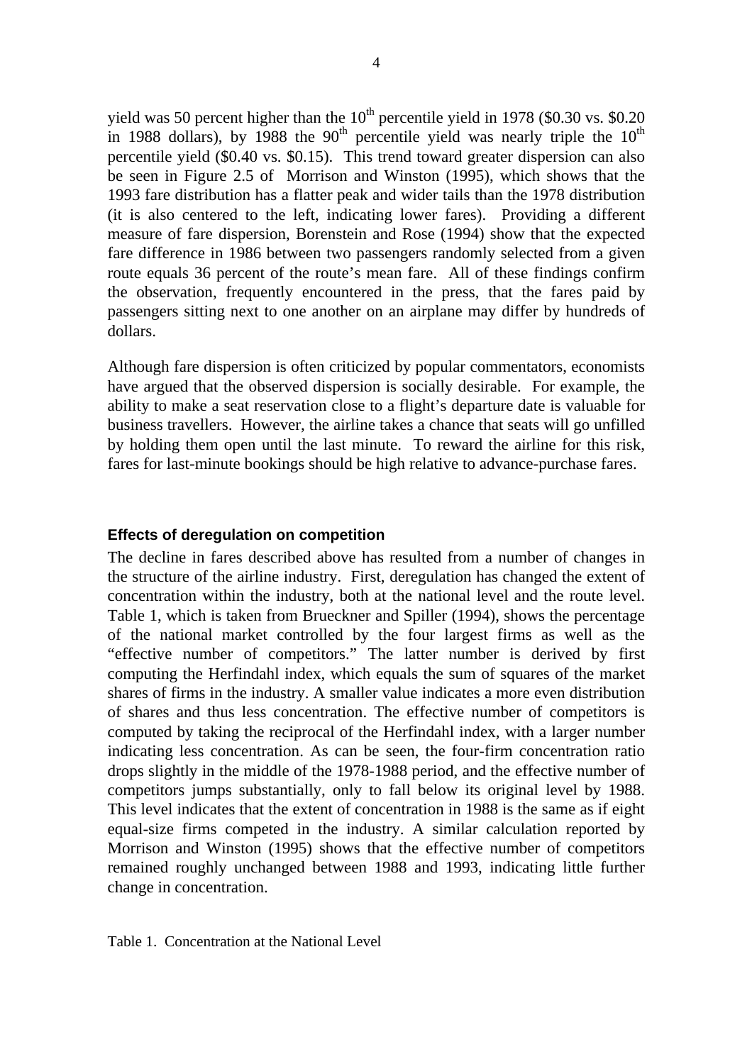yield was 50 percent higher than the 10th percentile yield in 1978 ($0.30 vs. $0.20 in 1988 dollars), by 1988 the 90th percentile yield was nearly triple the 10th percentile yield ($0.40 vs. $0.15). This trend toward greater dispersion can also be seen in Figure 2.5 of Morrison and Winston (1995), which shows that the 1993 fare distribution has a flatter peak and wider tails than the 1978 distribution (it is also centered to the left, indicating lower fares). Providing a different measure of fare dispersion, Borenstein and Rose (1994) show that the expected fare difference in 1986 between two passengers randomly selected from a given route equals 36 percent of the route's mean fare. All of these findings confirm the observation, frequently encountered in the press, that the fares paid by passengers sitting next to one another on an airplane may differ by hundreds of dollars.

Although fare dispersion is often criticized by popular commentators, economists have argued that the observed dispersion is socially desirable. For example, the ability to make a seat reservation close to a flight's departure date is valuable for business travellers. However, the airline takes a chance that seats will go unfilled by holding them open until the last minute. To reward the airline for this risk, fares for last-minute bookings should be high relative to advance-purchase fares.

### Effects of deregulation on competition

The decline in fares described above has resulted from a number of changes in the structure of the airline industry. First, deregulation has changed the extent of concentration within the industry, both at the national level and the route level. Table 1, which is taken from Brueckner and Spiller (1994), shows the percentage of the national market controlled by the four largest firms as well as the "effective number of competitors." The latter number is derived by first computing the Herfindahl index, which equals the sum of squares of the market shares of firms in the industry. A smaller value indicates a more even distribution of shares and thus less concentration. The effective number of competitors is computed by taking the reciprocal of the Herfindahl index, with a larger number indicating less concentration. As can be seen, the four-firm concentration ratio drops slightly in the middle of the 1978-1988 period, and the effective number of competitors jumps substantially, only to fall below its original level by 1988. This level indicates that the extent of concentration in 1988 is the same as if eight equal-size firms competed in the industry. A similar calculation reported by Morrison and Winston (1995) shows that the effective number of competitors remained roughly unchanged between 1988 and 1993, indicating little further change in concentration.

Table 1. Concentration at the National Level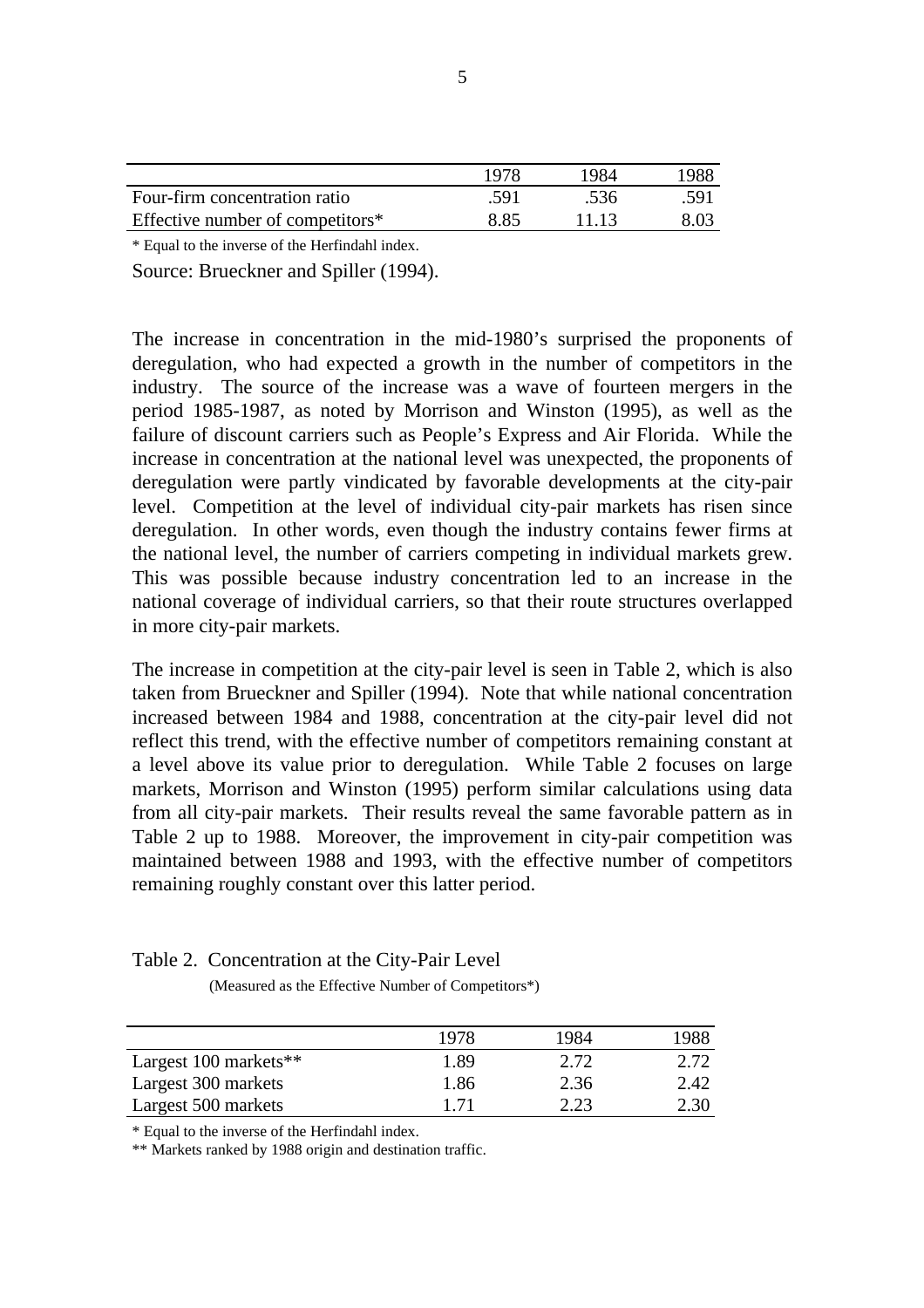|  | 1978 | 1984 | 1988 |
|---|---|---|---|
| Four-firm concentration ratio | .591 | .536 | .591 |
| Effective number of competitors* | 8.85 | 11.13 | 8.03 |

\* Equal to the inverse of the Herfindahl index.

Source: Brueckner and Spiller (1994).

The increase in concentration in the mid-1980's surprised the proponents of deregulation, who had expected a growth in the number of competitors in the industry. The source of the increase was a wave of fourteen mergers in the period 1985-1987, as noted by Morrison and Winston (1995), as well as the failure of discount carriers such as People's Express and Air Florida. While the increase in concentration at the national level was unexpected, the proponents of deregulation were partly vindicated by favorable developments at the city-pair level. Competition at the level of individual city-pair markets has risen since deregulation. In other words, even though the industry contains fewer firms at the national level, the number of carriers competing in individual markets grew. This was possible because industry concentration led to an increase in the national coverage of individual carriers, so that their route structures overlapped in more city-pair markets.

The increase in competition at the city-pair level is seen in Table 2, which is also taken from Brueckner and Spiller (1994). Note that while national concentration increased between 1984 and 1988, concentration at the city-pair level did not reflect this trend, with the effective number of competitors remaining constant at a level above its value prior to deregulation. While Table 2 focuses on large markets, Morrison and Winston (1995) perform similar calculations using data from all city-pair markets. Their results reveal the same favorable pattern as in Table 2 up to 1988. Moreover, the improvement in city-pair competition was maintained between 1988 and 1993, with the effective number of competitors remaining roughly constant over this latter period.

Table 2. Concentration at the City-Pair Level

(Measured as the Effective Number of Competitors*)

|  | 1978 | 1984 | 1988 |
|---|---|---|---|
| Largest 100 markets** | 1.89 | 2.72 | 2.72 |
| Largest 300 markets | 1.86 | 2.36 | 2.42 |
| Largest 500 markets | 1.71 | 2.23 | 2.30 |

\* Equal to the inverse of the Herfindahl index.

\** Markets ranked by 1988 origin and destination traffic.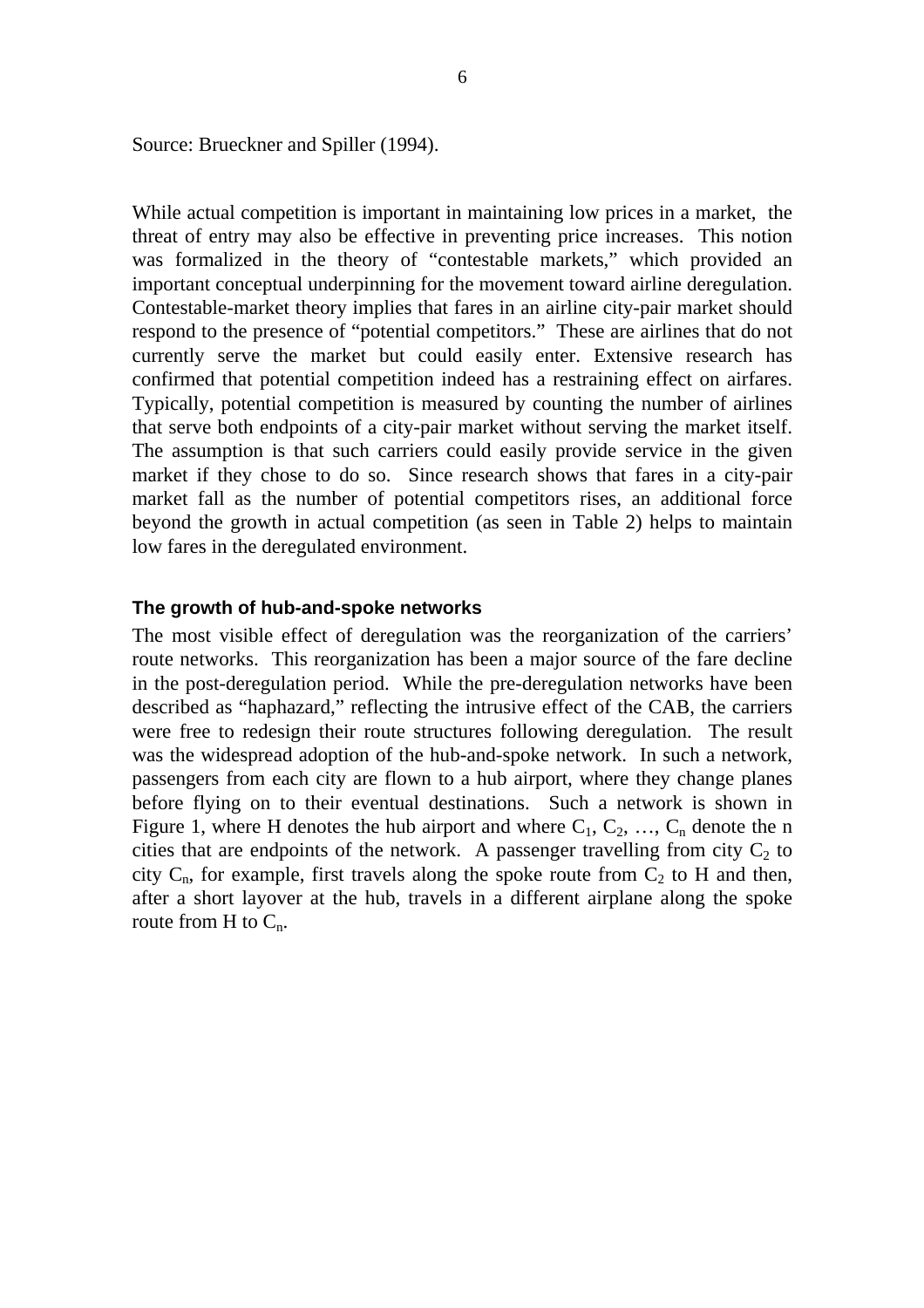Source: Brueckner and Spiller (1994).

While actual competition is important in maintaining low prices in a market, the threat of entry may also be effective in preventing price increases. This notion was formalized in the theory of "contestable markets," which provided an important conceptual underpinning for the movement toward airline deregulation. Contestable-market theory implies that fares in an airline city-pair market should respond to the presence of "potential competitors." These are airlines that do not currently serve the market but could easily enter. Extensive research has confirmed that potential competition indeed has a restraining effect on airfares. Typically, potential competition is measured by counting the number of airlines that serve both endpoints of a city-pair market without serving the market itself. The assumption is that such carriers could easily provide service in the given market if they chose to do so. Since research shows that fares in a city-pair market fall as the number of potential competitors rises, an additional force beyond the growth in actual competition (as seen in Table 2) helps to maintain low fares in the deregulated environment.

### The growth of hub-and-spoke networks

The most visible effect of deregulation was the reorganization of the carriers' route networks. This reorganization has been a major source of the fare decline in the post-deregulation period. While the pre-deregulation networks have been described as "haphazard," reflecting the intrusive effect of the CAB, the carriers were free to redesign their route structures following deregulation. The result was the widespread adoption of the hub-and-spoke network. In such a network, passengers from each city are flown to a hub airport, where they change planes before flying on to their eventual destinations. Such a network is shown in Figure 1, where H denotes the hub airport and where $C_1$, $C_2$, …, $C_n$ denote the n cities that are endpoints of the network. A passenger travelling from city $C_2$ to city $C_n$, for example, first travels along the spoke route from $C_2$ to H and then, after a short layover at the hub, travels in a different airplane along the spoke route from H to $C_n$.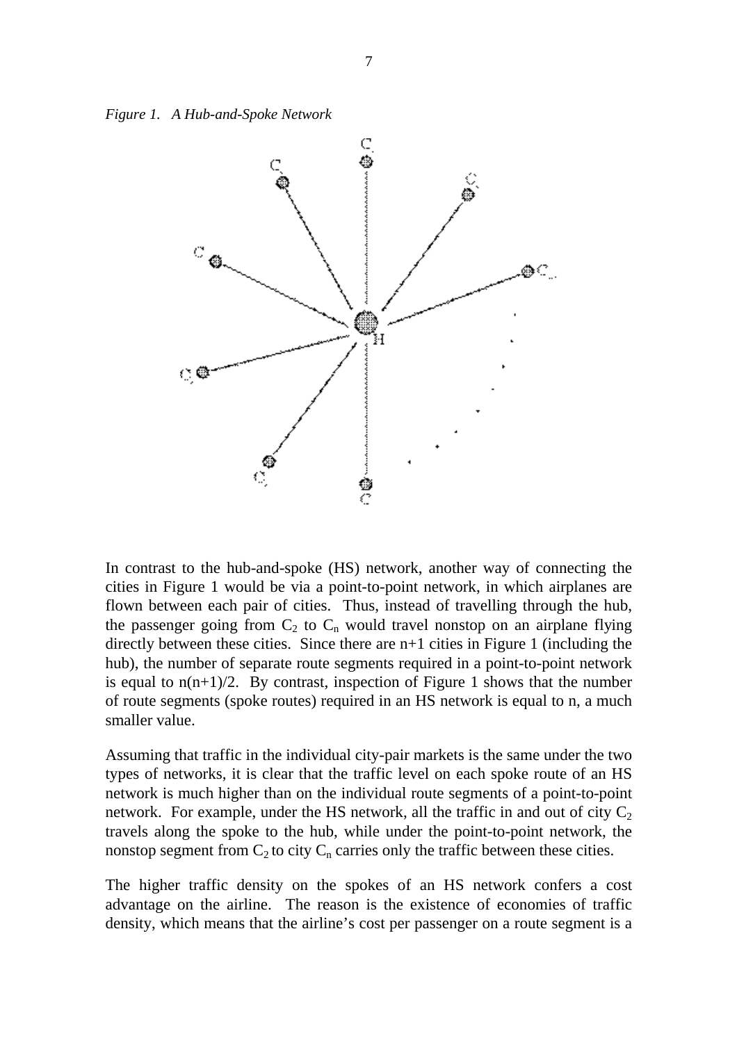*Figure 1. A Hub-and-Spoke Network*

In contrast to the hub-and-spoke (HS) network, another way of connecting the cities in Figure 1 would be via a point-to-point network, in which airplanes are flown between each pair of cities. Thus, instead of travelling through the hub, the passenger going from $C_2$ to $C_n$ would travel nonstop on an airplane flying directly between these cities. Since there are n+1 cities in Figure 1 (including the hub), the number of separate route segments required in a point-to-point network is equal to n(n+1)/2. By contrast, inspection of Figure 1 shows that the number of route segments (spoke routes) required in an HS network is equal to n, a much smaller value.

Assuming that traffic in the individual city-pair markets is the same under the two types of networks, it is clear that the traffic level on each spoke route of an HS network is much higher than on the individual route segments of a point-to-point network. For example, under the HS network, all the traffic in and out of city $C_2$ travels along the spoke to the hub, while under the point-to-point network, the nonstop segment from $C_2$ to city $C_n$ carries only the traffic between these cities.

The higher traffic density on the spokes of an HS network confers a cost advantage on the airline. The reason is the existence of economies of traffic density, which means that the airline's cost per passenger on a route segment is a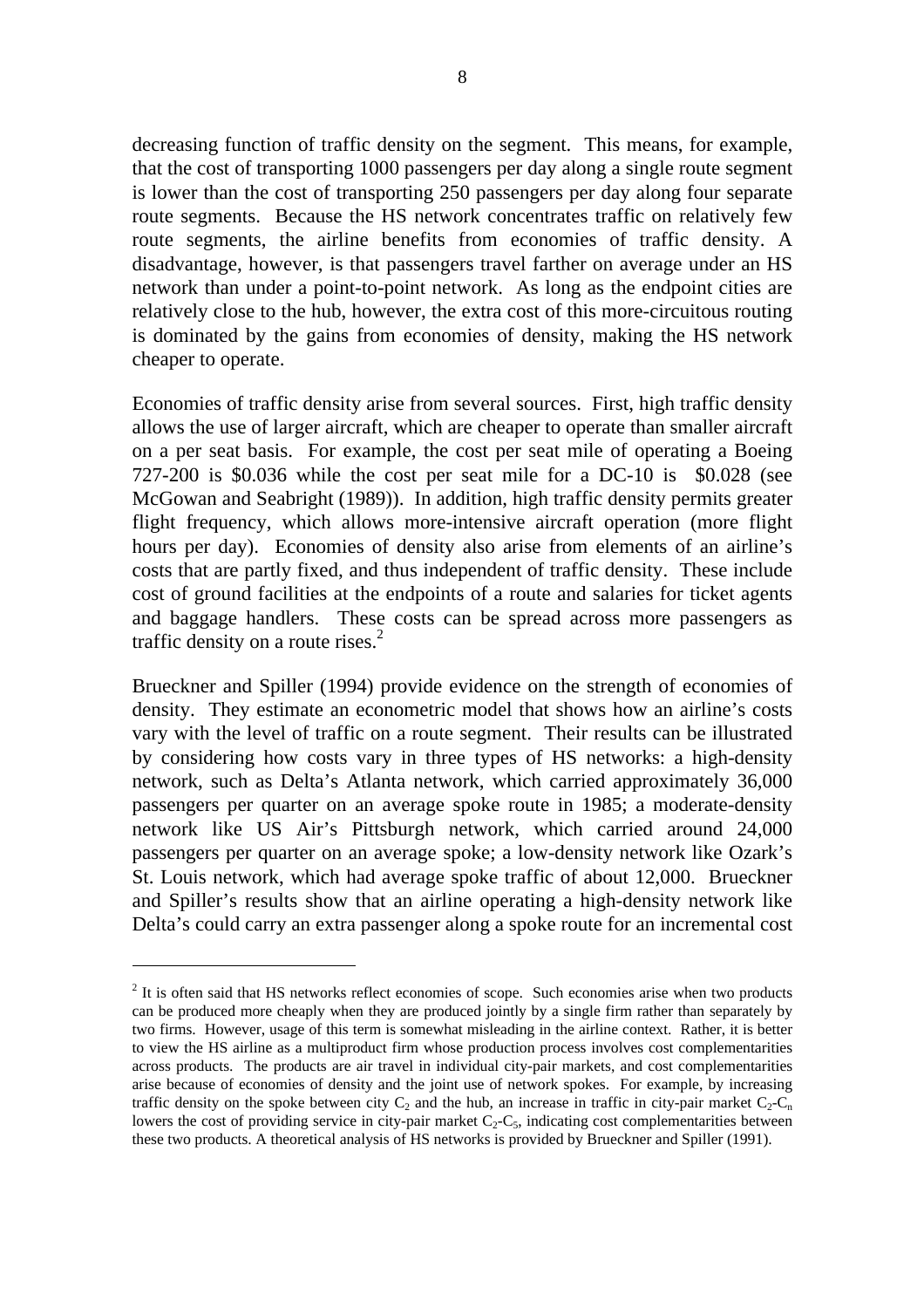decreasing function of traffic density on the segment. This means, for example, that the cost of transporting 1000 passengers per day along a single route segment is lower than the cost of transporting 250 passengers per day along four separate route segments. Because the HS network concentrates traffic on relatively few route segments, the airline benefits from economies of traffic density. A disadvantage, however, is that passengers travel farther on average under an HS network than under a point-to-point network. As long as the endpoint cities are relatively close to the hub, however, the extra cost of this more-circuitous routing is dominated by the gains from economies of density, making the HS network cheaper to operate.

Economies of traffic density arise from several sources. First, high traffic density allows the use of larger aircraft, which are cheaper to operate than smaller aircraft on a per seat basis. For example, the cost per seat mile of operating a Boeing 727-200 is $0.036 while the cost per seat mile for a DC-10 is $0.028 (see McGowan and Seabright (1989)). In addition, high traffic density permits greater flight frequency, which allows more-intensive aircraft operation (more flight hours per day). Economies of density also arise from elements of an airline's costs that are partly fixed, and thus independent of traffic density. These include cost of ground facilities at the endpoints of a route and salaries for ticket agents and baggage handlers. These costs can be spread across more passengers as traffic density on a route rises.[2]

Brueckner and Spiller (1994) provide evidence on the strength of economies of density. They estimate an econometric model that shows how an airline's costs vary with the level of traffic on a route segment. Their results can be illustrated by considering how costs vary in three types of HS networks: a high-density network, such as Delta's Atlanta network, which carried approximately 36,000 passengers per quarter on an average spoke route in 1985; a moderate-density network like US Air's Pittsburgh network, which carried around 24,000 passengers per quarter on an average spoke; a low-density network like Ozark's St. Louis network, which had average spoke traffic of about 12,000. Brueckner and Spiller's results show that an airline operating a high-density network like Delta's could carry an extra passenger along a spoke route for an incremental cost

---

[2] It is often said that HS networks reflect economies of scope. Such economies arise when two products can be produced more cheaply when they are produced jointly by a single firm rather than separately by two firms. However, usage of this term is somewhat misleading in the airline context. Rather, it is better to view the HS airline as a multiproduct firm whose production process involves cost complementarities across products. The products are air travel in individual city-pair markets, and cost complementarities arise because of economies of density and the joint use of network spokes. For example, by increasing traffic density on the spoke between city $C_2$ and the hub, an increase in traffic in city-pair market $C_2$-$C_n$ lowers the cost of providing service in city-pair market $C_2$-$C_5$, indicating cost complementarities between these two products. A theoretical analysis of HS networks is provided by Brueckner and Spiller (1991).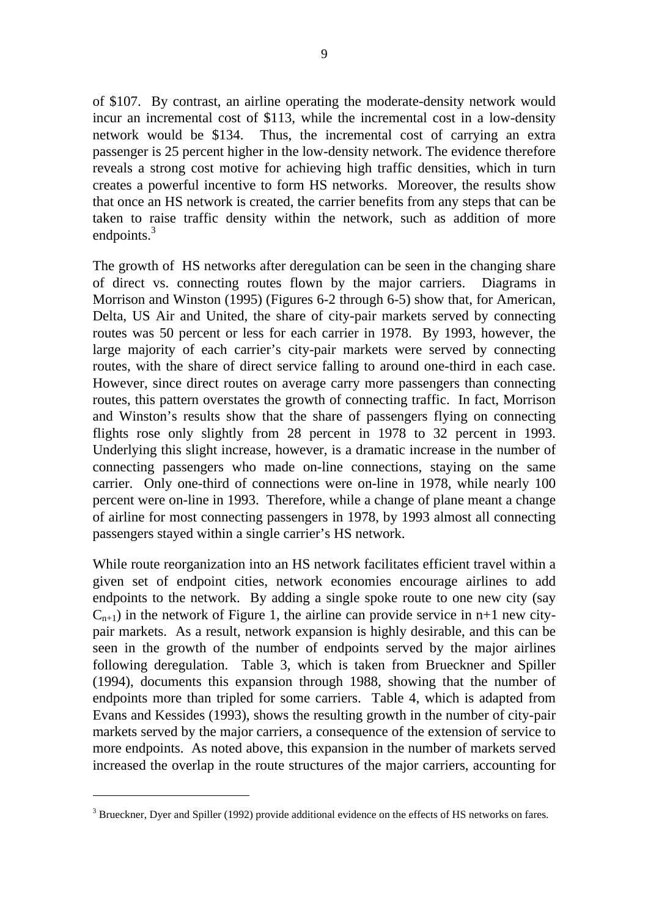of \$107. By contrast, an airline operating the moderate-density network would incur an incremental cost of \$113, while the incremental cost in a low-density network would be \$134. Thus, the incremental cost of carrying an extra passenger is 25 percent higher in the low-density network. The evidence therefore reveals a strong cost motive for achieving high traffic densities, which in turn creates a powerful incentive to form HS networks. Moreover, the results show that once an HS network is created, the carrier benefits from any steps that can be taken to raise traffic density within the network, such as addition of more endpoints.[3]

The growth of HS networks after deregulation can be seen in the changing share of direct vs. connecting routes flown by the major carriers. Diagrams in Morrison and Winston (1995) (Figures 6-2 through 6-5) show that, for American, Delta, US Air and United, the share of city-pair markets served by connecting routes was 50 percent or less for each carrier in 1978. By 1993, however, the large majority of each carrier's city-pair markets were served by connecting routes, with the share of direct service falling to around one-third in each case. However, since direct routes on average carry more passengers than connecting routes, this pattern overstates the growth of connecting traffic. In fact, Morrison and Winston's results show that the share of passengers flying on connecting flights rose only slightly from 28 percent in 1978 to 32 percent in 1993. Underlying this slight increase, however, is a dramatic increase in the number of connecting passengers who made on-line connections, staying on the same carrier. Only one-third of connections were on-line in 1978, while nearly 100 percent were on-line in 1993. Therefore, while a change of plane meant a change of airline for most connecting passengers in 1978, by 1993 almost all connecting passengers stayed within a single carrier's HS network.

While route reorganization into an HS network facilitates efficient travel within a given set of endpoint cities, network economies encourage airlines to add endpoints to the network. By adding a single spoke route to one new city (say $C_{n+1}$) in the network of Figure 1, the airline can provide service in n+1 new city-pair markets. As a result, network expansion is highly desirable, and this can be seen in the growth of the number of endpoints served by the major airlines following deregulation. Table 3, which is taken from Brueckner and Spiller (1994), documents this expansion through 1988, showing that the number of endpoints more than tripled for some carriers. Table 4, which is adapted from Evans and Kessides (1993), shows the resulting growth in the number of city-pair markets served by the major carriers, a consequence of the extension of service to more endpoints. As noted above, this expansion in the number of markets served increased the overlap in the route structures of the major carriers, accounting for

[3] Brueckner, Dyer and Spiller (1992) provide additional evidence on the effects of HS networks on fares.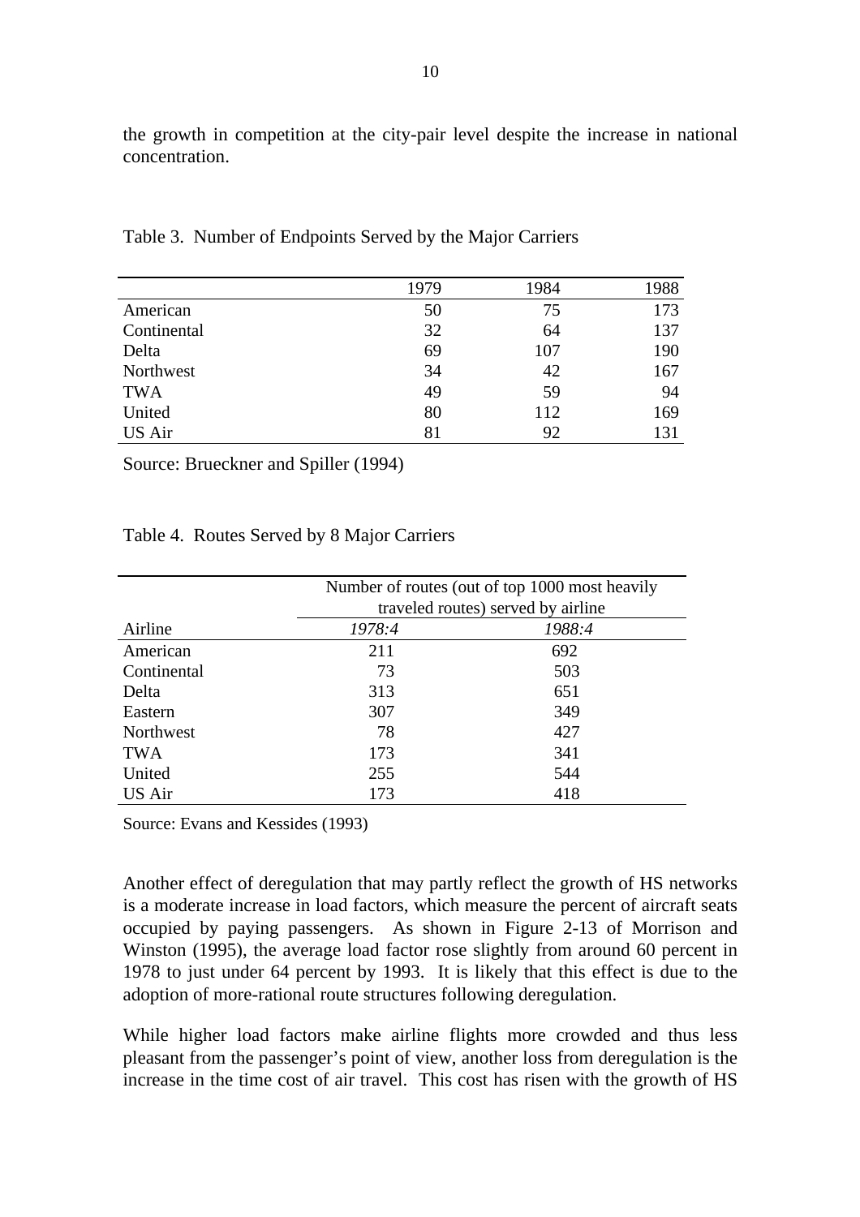the growth in competition at the city-pair level despite the increase in national concentration.

Table 3. Number of Endpoints Served by the Major Carriers

| | 1979 | 1984 | 1988 |
|---|---|---|---|
| American | 50 | 75 | 173 |
| Continental | 32 | 64 | 137 |
| Delta | 69 | 107 | 190 |
| Northwest | 34 | 42 | 167 |
| TWA | 49 | 59 | 94 |
| United | 80 | 112 | 169 |
| US Air | 81 | 92 | 131 |

Source: Brueckner and Spiller (1994)

Table 4. Routes Served by 8 Major Carriers

| | Number of routes (out of top 1000 most heavily traveled routes) served by airline | |
|---|---|---|
| Airline | *1978:4* | *1988:4* |
| American | 211 | 692 |
| Continental | 73 | 503 |
| Delta | 313 | 651 |
| Eastern | 307 | 349 |
| Northwest | 78 | 427 |
| TWA | 173 | 341 |
| United | 255 | 544 |
| US Air | 173 | 418 |

Source: Evans and Kessides (1993)

Another effect of deregulation that may partly reflect the growth of HS networks is a moderate increase in load factors, which measure the percent of aircraft seats occupied by paying passengers. As shown in Figure 2-13 of Morrison and Winston (1995), the average load factor rose slightly from around 60 percent in 1978 to just under 64 percent by 1993. It is likely that this effect is due to the adoption of more-rational route structures following deregulation.

While higher load factors make airline flights more crowded and thus less pleasant from the passenger's point of view, another loss from deregulation is the increase in the time cost of air travel. This cost has risen with the growth of HS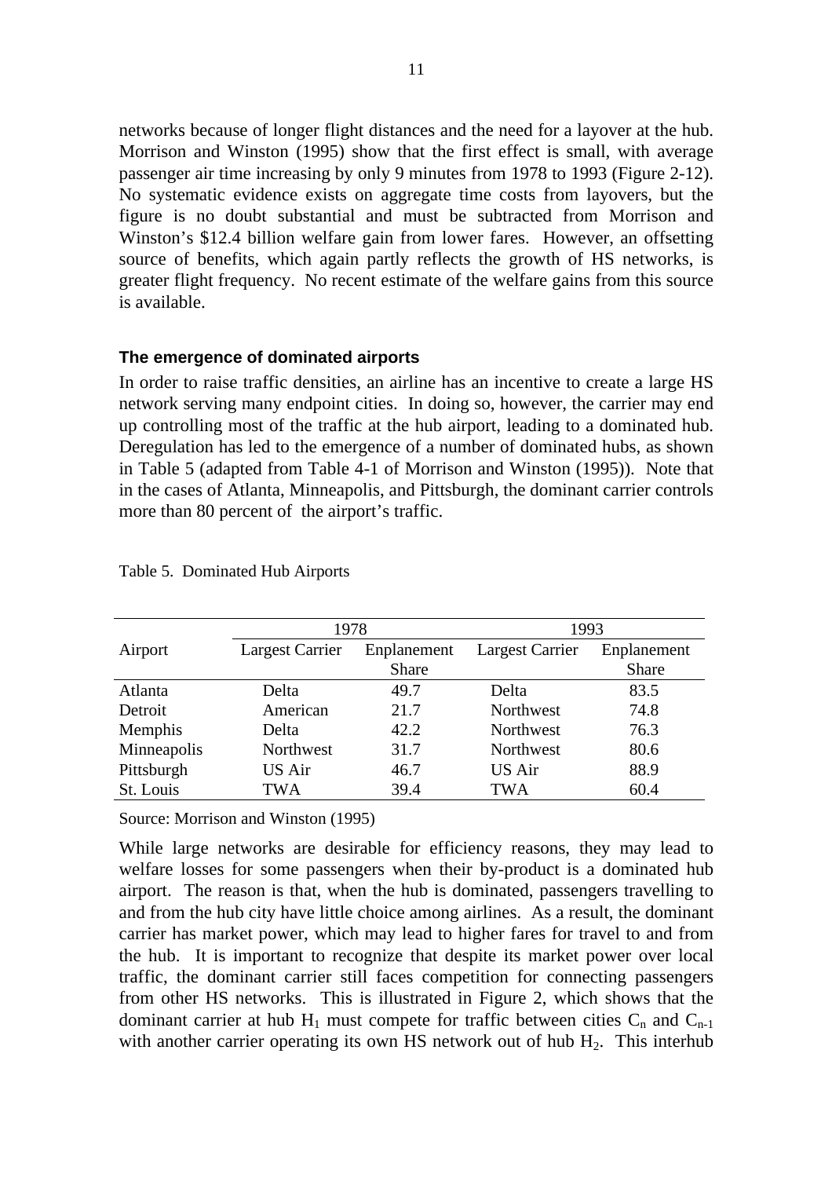networks because of longer flight distances and the need for a layover at the hub. Morrison and Winston (1995) show that the first effect is small, with average passenger air time increasing by only 9 minutes from 1978 to 1993 (Figure 2-12). No systematic evidence exists on aggregate time costs from layovers, but the figure is no doubt substantial and must be subtracted from Morrison and Winston's $12.4 billion welfare gain from lower fares. However, an offsetting source of benefits, which again partly reflects the growth of HS networks, is greater flight frequency. No recent estimate of the welfare gains from this source is available.

### The emergence of dominated airports

In order to raise traffic densities, an airline has an incentive to create a large HS network serving many endpoint cities. In doing so, however, the carrier may end up controlling most of the traffic at the hub airport, leading to a dominated hub. Deregulation has led to the emergence of a number of dominated hubs, as shown in Table 5 (adapted from Table 4-1 of Morrison and Winston (1995)). Note that in the cases of Atlanta, Minneapolis, and Pittsburgh, the dominant carrier controls more than 80 percent of the airport's traffic.

Table 5. Dominated Hub Airports

| Airport | 1978 | | 1993 | |
|---|---|---|---|---|
| | Largest Carrier | Enplanement Share | Largest Carrier | Enplanement Share |
| Atlanta | Delta | 49.7 | Delta | 83.5 |
| Detroit | American | 21.7 | Northwest | 74.8 |
| Memphis | Delta | 42.2 | Northwest | 76.3 |
| Minneapolis | Northwest | 31.7 | Northwest | 80.6 |
| Pittsburgh | US Air | 46.7 | US Air | 88.9 |
| St. Louis | TWA | 39.4 | TWA | 60.4 |

Source: Morrison and Winston (1995)

While large networks are desirable for efficiency reasons, they may lead to welfare losses for some passengers when their by-product is a dominated hub airport. The reason is that, when the hub is dominated, passengers travelling to and from the hub city have little choice among airlines. As a result, the dominant carrier has market power, which may lead to higher fares for travel to and from the hub. It is important to recognize that despite its market power over local traffic, the dominant carrier still faces competition for connecting passengers from other HS networks. This is illustrated in Figure 2, which shows that the dominant carrier at hub $H_1$ must compete for traffic between cities $C_n$ and $C_{n-1}$ with another carrier operating its own HS network out of hub $H_2$. This interhub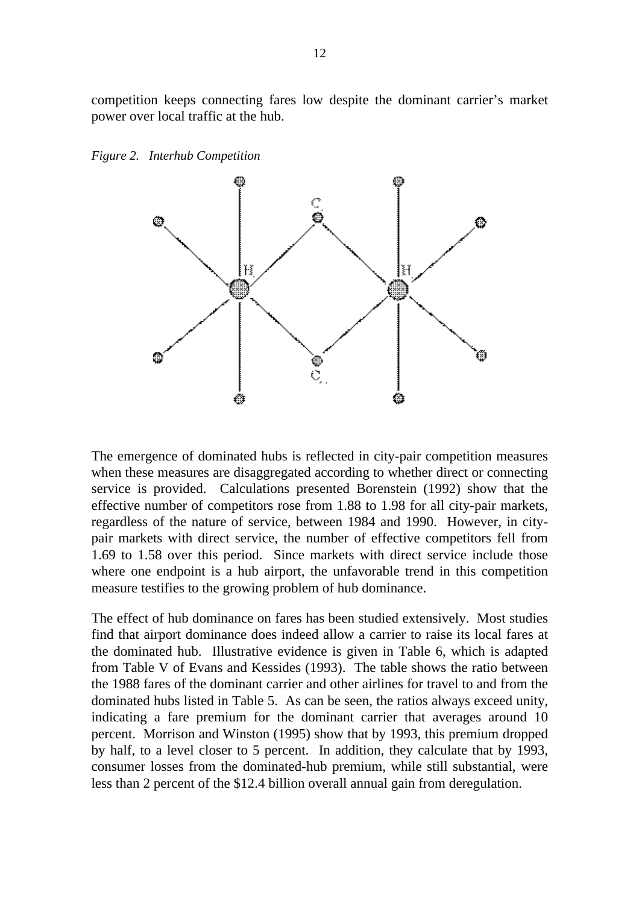competition keeps connecting fares low despite the dominant carrier's market power over local traffic at the hub.

*Figure 2. Interhub Competition*

The emergence of dominated hubs is reflected in city-pair competition measures when these measures are disaggregated according to whether direct or connecting service is provided. Calculations presented Borenstein (1992) show that the effective number of competitors rose from 1.88 to 1.98 for all city-pair markets, regardless of the nature of service, between 1984 and 1990. However, in city-pair markets with direct service, the number of effective competitors fell from 1.69 to 1.58 over this period. Since markets with direct service include those where one endpoint is a hub airport, the unfavorable trend in this competition measure testifies to the growing problem of hub dominance.

The effect of hub dominance on fares has been studied extensively. Most studies find that airport dominance does indeed allow a carrier to raise its local fares at the dominated hub. Illustrative evidence is given in Table 6, which is adapted from Table V of Evans and Kessides (1993). The table shows the ratio between the 1988 fares of the dominant carrier and other airlines for travel to and from the dominated hubs listed in Table 5. As can be seen, the ratios always exceed unity, indicating a fare premium for the dominant carrier that averages around 10 percent. Morrison and Winston (1995) show that by 1993, this premium dropped by half, to a level closer to 5 percent. In addition, they calculate that by 1993, consumer losses from the dominated-hub premium, while still substantial, were less than 2 percent of the $12.4 billion overall annual gain from deregulation.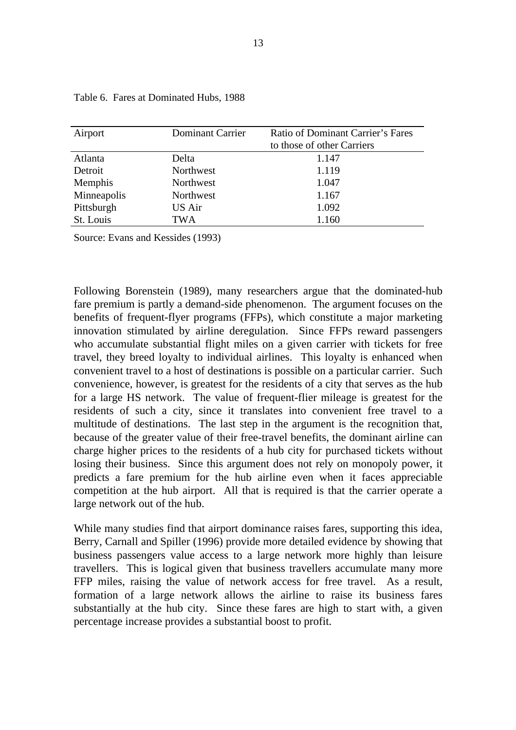Table 6. Fares at Dominated Hubs, 1988

| Airport | Dominant Carrier | Ratio of Dominant Carrier's Fares to those of other Carriers |
|---|---|---|
| Atlanta | Delta | 1.147 |
| Detroit | Northwest | 1.119 |
| Memphis | Northwest | 1.047 |
| Minneapolis | Northwest | 1.167 |
| Pittsburgh | US Air | 1.092 |
| St. Louis | TWA | 1.160 |

Source: Evans and Kessides (1993)

Following Borenstein (1989), many researchers argue that the dominated-hub fare premium is partly a demand-side phenomenon. The argument focuses on the benefits of frequent-flyer programs (FFPs), which constitute a major marketing innovation stimulated by airline deregulation. Since FFPs reward passengers who accumulate substantial flight miles on a given carrier with tickets for free travel, they breed loyalty to individual airlines. This loyalty is enhanced when convenient travel to a host of destinations is possible on a particular carrier. Such convenience, however, is greatest for the residents of a city that serves as the hub for a large HS network. The value of frequent-flier mileage is greatest for the residents of such a city, since it translates into convenient free travel to a multitude of destinations. The last step in the argument is the recognition that, because of the greater value of their free-travel benefits, the dominant airline can charge higher prices to the residents of a hub city for purchased tickets without losing their business. Since this argument does not rely on monopoly power, it predicts a fare premium for the hub airline even when it faces appreciable competition at the hub airport. All that is required is that the carrier operate a large network out of the hub.

While many studies find that airport dominance raises fares, supporting this idea, Berry, Carnall and Spiller (1996) provide more detailed evidence by showing that business passengers value access to a large network more highly than leisure travellers. This is logical given that business travellers accumulate many more FFP miles, raising the value of network access for free travel. As a result, formation of a large network allows the airline to raise its business fares substantially at the hub city. Since these fares are high to start with, a given percentage increase provides a substantial boost to profit.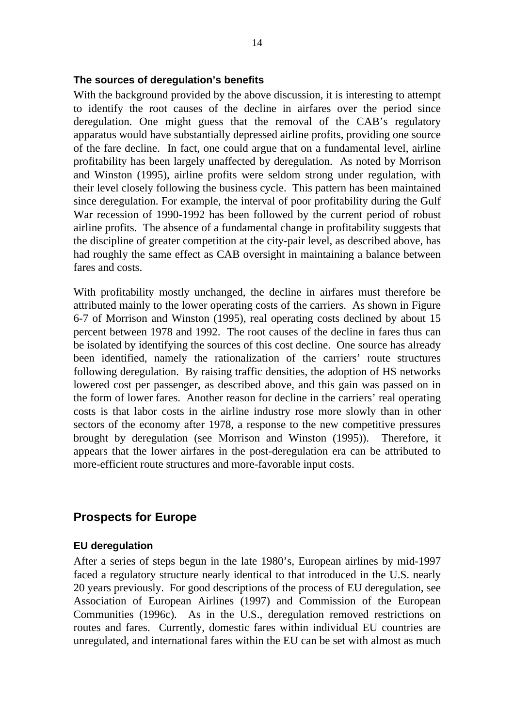### The sources of deregulation's benefits

With the background provided by the above discussion, it is interesting to attempt to identify the root causes of the decline in airfares over the period since deregulation. One might guess that the removal of the CAB's regulatory apparatus would have substantially depressed airline profits, providing one source of the fare decline. In fact, one could argue that on a fundamental level, airline profitability has been largely unaffected by deregulation. As noted by Morrison and Winston (1995), airline profits were seldom strong under regulation, with their level closely following the business cycle. This pattern has been maintained since deregulation. For example, the interval of poor profitability during the Gulf War recession of 1990-1992 has been followed by the current period of robust airline profits. The absence of a fundamental change in profitability suggests that the discipline of greater competition at the city-pair level, as described above, has had roughly the same effect as CAB oversight in maintaining a balance between fares and costs.

With profitability mostly unchanged, the decline in airfares must therefore be attributed mainly to the lower operating costs of the carriers. As shown in Figure 6-7 of Morrison and Winston (1995), real operating costs declined by about 15 percent between 1978 and 1992. The root causes of the decline in fares thus can be isolated by identifying the sources of this cost decline. One source has already been identified, namely the rationalization of the carriers' route structures following deregulation. By raising traffic densities, the adoption of HS networks lowered cost per passenger, as described above, and this gain was passed on in the form of lower fares. Another reason for decline in the carriers' real operating costs is that labor costs in the airline industry rose more slowly than in other sectors of the economy after 1978, a response to the new competitive pressures brought by deregulation (see Morrison and Winston (1995)). Therefore, it appears that the lower airfares in the post-deregulation era can be attributed to more-efficient route structures and more-favorable input costs.

## Prospects for Europe

### EU deregulation

After a series of steps begun in the late 1980's, European airlines by mid-1997 faced a regulatory structure nearly identical to that introduced in the U.S. nearly 20 years previously. For good descriptions of the process of EU deregulation, see Association of European Airlines (1997) and Commission of the European Communities (1996c). As in the U.S., deregulation removed restrictions on routes and fares. Currently, domestic fares within individual EU countries are unregulated, and international fares within the EU can be set with almost as much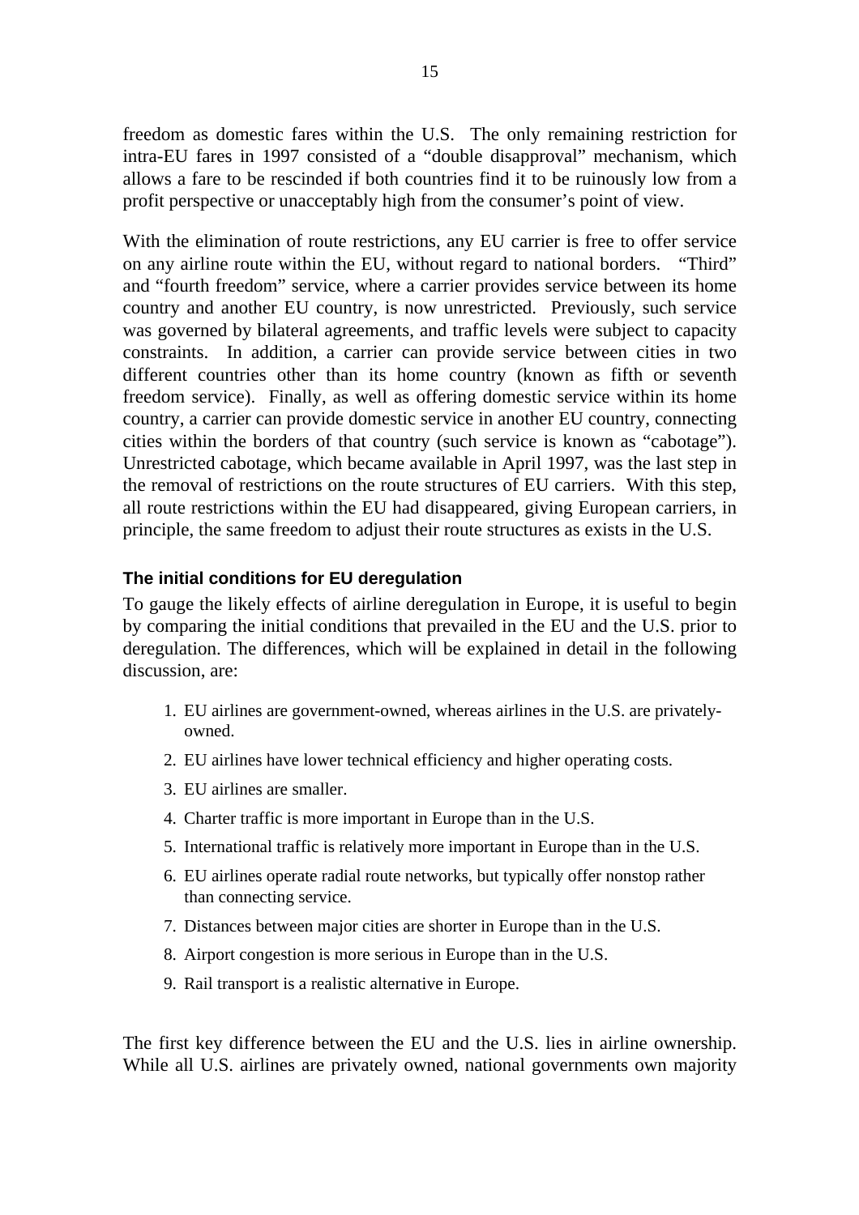freedom as domestic fares within the U.S. The only remaining restriction for intra-EU fares in 1997 consisted of a "double disapproval" mechanism, which allows a fare to be rescinded if both countries find it to be ruinously low from a profit perspective or unacceptably high from the consumer's point of view.

With the elimination of route restrictions, any EU carrier is free to offer service on any airline route within the EU, without regard to national borders. "Third" and "fourth freedom" service, where a carrier provides service between its home country and another EU country, is now unrestricted. Previously, such service was governed by bilateral agreements, and traffic levels were subject to capacity constraints. In addition, a carrier can provide service between cities in two different countries other than its home country (known as fifth or seventh freedom service). Finally, as well as offering domestic service within its home country, a carrier can provide domestic service in another EU country, connecting cities within the borders of that country (such service is known as "cabotage"). Unrestricted cabotage, which became available in April 1997, was the last step in the removal of restrictions on the route structures of EU carriers. With this step, all route restrictions within the EU had disappeared, giving European carriers, in principle, the same freedom to adjust their route structures as exists in the U.S.

### The initial conditions for EU deregulation

To gauge the likely effects of airline deregulation in Europe, it is useful to begin by comparing the initial conditions that prevailed in the EU and the U.S. prior to deregulation. The differences, which will be explained in detail in the following discussion, are:

1. EU airlines are government-owned, whereas airlines in the U.S. are privately-owned.
2. EU airlines have lower technical efficiency and higher operating costs.
3. EU airlines are smaller.
4. Charter traffic is more important in Europe than in the U.S.
5. International traffic is relatively more important in Europe than in the U.S.
6. EU airlines operate radial route networks, but typically offer nonstop rather than connecting service.
7. Distances between major cities are shorter in Europe than in the U.S.
8. Airport congestion is more serious in Europe than in the U.S.
9. Rail transport is a realistic alternative in Europe.

The first key difference between the EU and the U.S. lies in airline ownership. While all U.S. airlines are privately owned, national governments own majority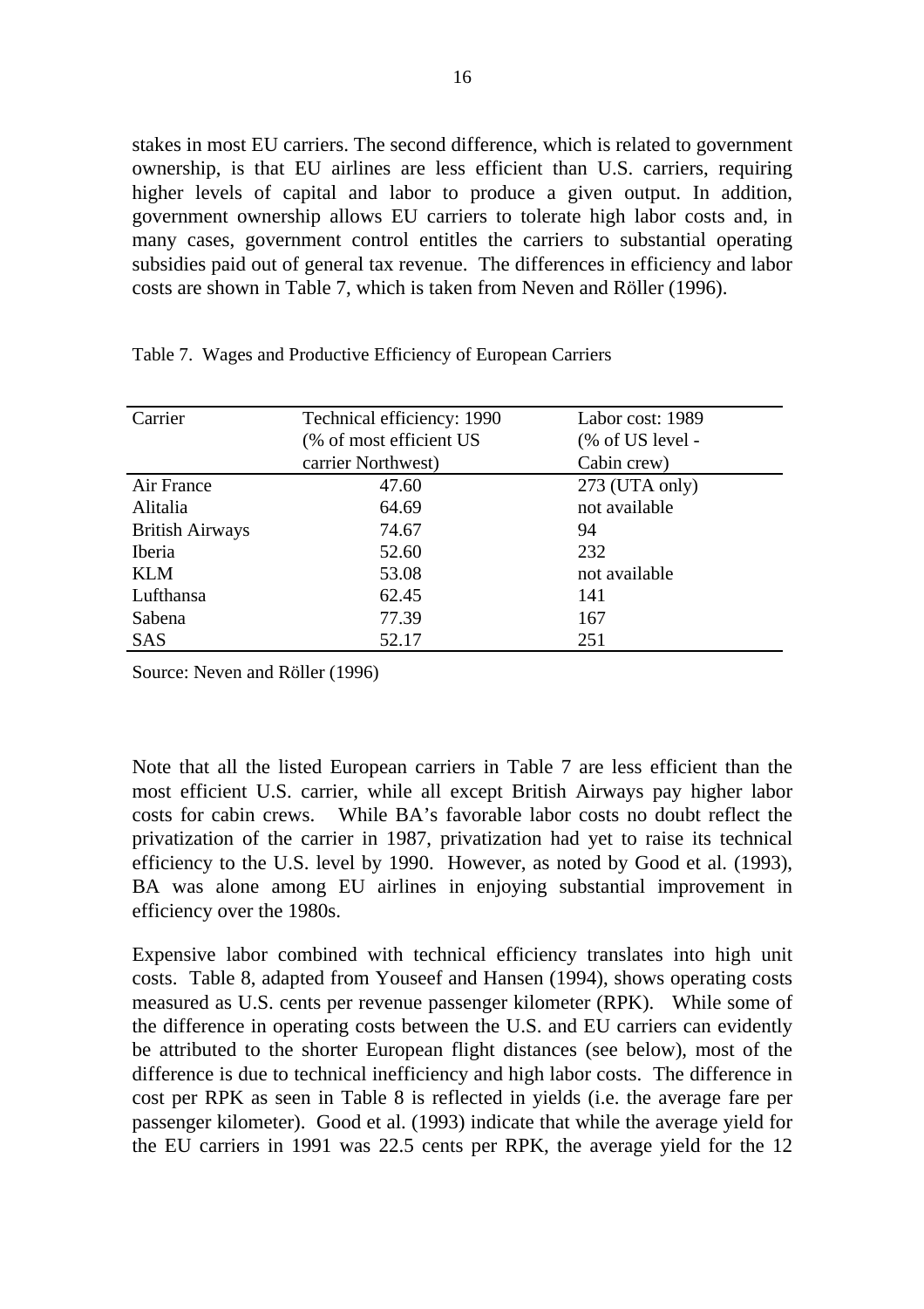stakes in most EU carriers. The second difference, which is related to government ownership, is that EU airlines are less efficient than U.S. carriers, requiring higher levels of capital and labor to produce a given output. In addition, government ownership allows EU carriers to tolerate high labor costs and, in many cases, government control entitles the carriers to substantial operating subsidies paid out of general tax revenue. The differences in efficiency and labor costs are shown in Table 7, which is taken from Neven and Röller (1996).

Table 7. Wages and Productive Efficiency of European Carriers

| Carrier | Technical efficiency: 1990 (% of most efficient US carrier Northwest) | Labor cost: 1989 (% of US level - Cabin crew) |
|---|---|---|
| Air France | 47.60 | 273 (UTA only) |
| Alitalia | 64.69 | not available |
| British Airways | 74.67 | 94 |
| Iberia | 52.60 | 232 |
| KLM | 53.08 | not available |
| Lufthansa | 62.45 | 141 |
| Sabena | 77.39 | 167 |
| SAS | 52.17 | 251 |

Source: Neven and Röller (1996)

Note that all the listed European carriers in Table 7 are less efficient than the most efficient U.S. carrier, while all except British Airways pay higher labor costs for cabin crews. While BA's favorable labor costs no doubt reflect the privatization of the carrier in 1987, privatization had yet to raise its technical efficiency to the U.S. level by 1990. However, as noted by Good et al. (1993), BA was alone among EU airlines in enjoying substantial improvement in efficiency over the 1980s.

Expensive labor combined with technical efficiency translates into high unit costs. Table 8, adapted from Youseef and Hansen (1994), shows operating costs measured as U.S. cents per revenue passenger kilometer (RPK). While some of the difference in operating costs between the U.S. and EU carriers can evidently be attributed to the shorter European flight distances (see below), most of the difference is due to technical inefficiency and high labor costs. The difference in cost per RPK as seen in Table 8 is reflected in yields (i.e. the average fare per passenger kilometer). Good et al. (1993) indicate that while the average yield for the EU carriers in 1991 was 22.5 cents per RPK, the average yield for the 12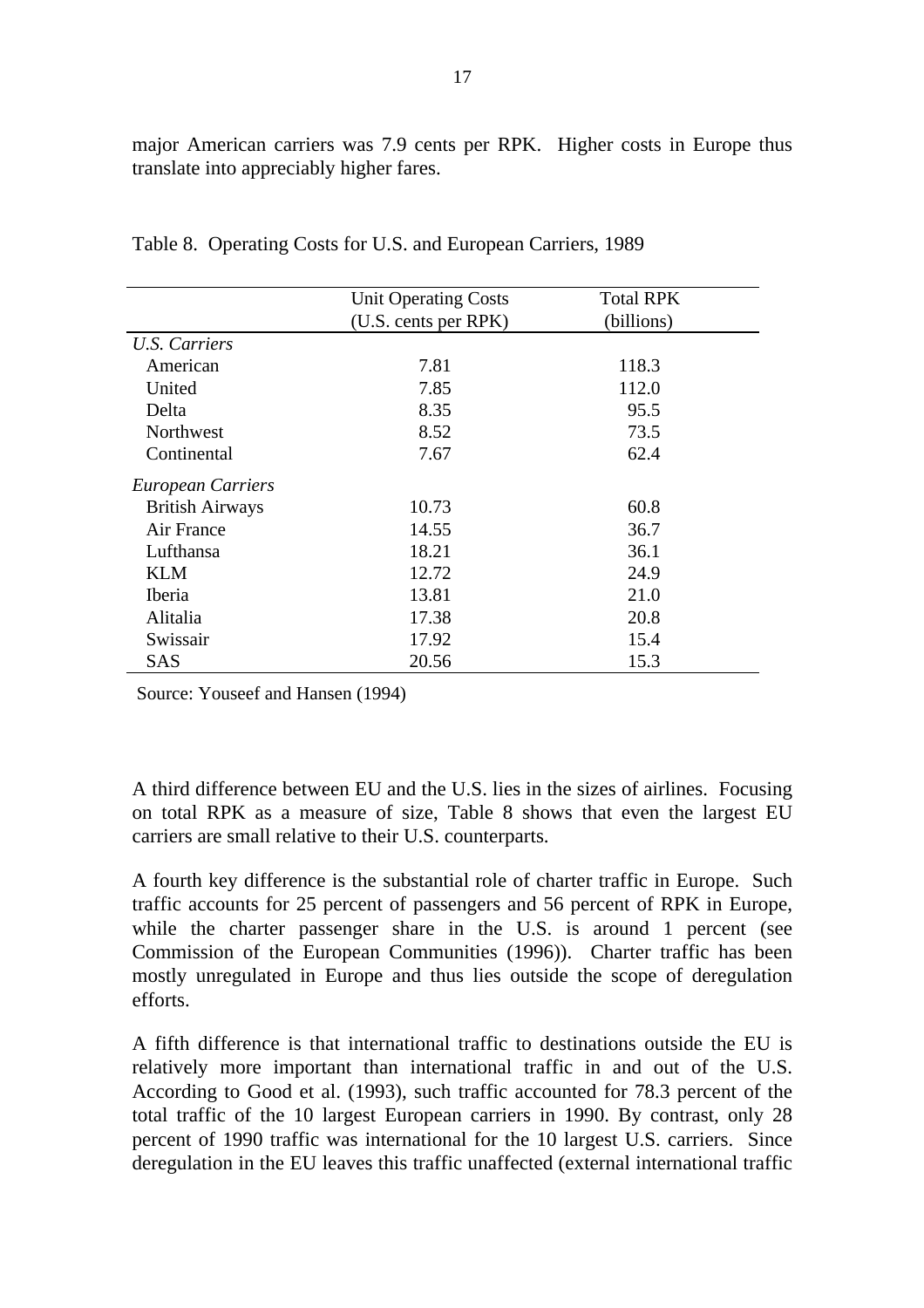major American carriers was 7.9 cents per RPK. Higher costs in Europe thus translate into appreciably higher fares.

Table 8. Operating Costs for U.S. and European Carriers, 1989

| | Unit Operating Costs (U.S. cents per RPK) | Total RPK (billions) |
|---|---|---|
| *U.S. Carriers* | | |
| American | 7.81 | 118.3 |
| United | 7.85 | 112.0 |
| Delta | 8.35 | 95.5 |
| Northwest | 8.52 | 73.5 |
| Continental | 7.67 | 62.4 |
| *European Carriers* | | |
| British Airways | 10.73 | 60.8 |
| Air France | 14.55 | 36.7 |
| Lufthansa | 18.21 | 36.1 |
| KLM | 12.72 | 24.9 |
| Iberia | 13.81 | 21.0 |
| Alitalia | 17.38 | 20.8 |
| Swissair | 17.92 | 15.4 |
| SAS | 20.56 | 15.3 |

Source: Youseef and Hansen (1994)

A third difference between EU and the U.S. lies in the sizes of airlines. Focusing on total RPK as a measure of size, Table 8 shows that even the largest EU carriers are small relative to their U.S. counterparts.

A fourth key difference is the substantial role of charter traffic in Europe. Such traffic accounts for 25 percent of passengers and 56 percent of RPK in Europe, while the charter passenger share in the U.S. is around 1 percent (see Commission of the European Communities (1996)). Charter traffic has been mostly unregulated in Europe and thus lies outside the scope of deregulation efforts.

A fifth difference is that international traffic to destinations outside the EU is relatively more important than international traffic in and out of the U.S. According to Good et al. (1993), such traffic accounted for 78.3 percent of the total traffic of the 10 largest European carriers in 1990. By contrast, only 28 percent of 1990 traffic was international for the 10 largest U.S. carriers. Since deregulation in the EU leaves this traffic unaffected (external international traffic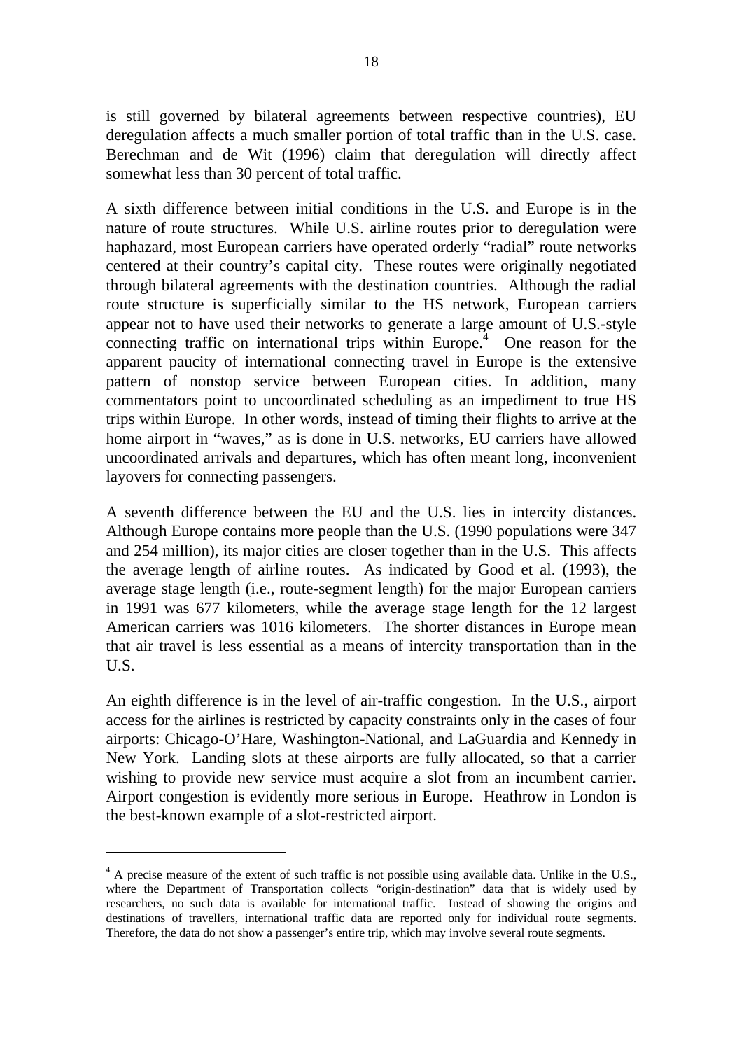is still governed by bilateral agreements between respective countries), EU deregulation affects a much smaller portion of total traffic than in the U.S. case. Berechman and de Wit (1996) claim that deregulation will directly affect somewhat less than 30 percent of total traffic.

A sixth difference between initial conditions in the U.S. and Europe is in the nature of route structures. While U.S. airline routes prior to deregulation were haphazard, most European carriers have operated orderly "radial" route networks centered at their country's capital city. These routes were originally negotiated through bilateral agreements with the destination countries. Although the radial route structure is superficially similar to the HS network, European carriers appear not to have used their networks to generate a large amount of U.S.-style connecting traffic on international trips within Europe.[4] One reason for the apparent paucity of international connecting travel in Europe is the extensive pattern of nonstop service between European cities. In addition, many commentators point to uncoordinated scheduling as an impediment to true HS trips within Europe. In other words, instead of timing their flights to arrive at the home airport in "waves," as is done in U.S. networks, EU carriers have allowed uncoordinated arrivals and departures, which has often meant long, inconvenient layovers for connecting passengers.

A seventh difference between the EU and the U.S. lies in intercity distances. Although Europe contains more people than the U.S. (1990 populations were 347 and 254 million), its major cities are closer together than in the U.S. This affects the average length of airline routes. As indicated by Good et al. (1993), the average stage length (i.e., route-segment length) for the major European carriers in 1991 was 677 kilometers, while the average stage length for the 12 largest American carriers was 1016 kilometers. The shorter distances in Europe mean that air travel is less essential as a means of intercity transportation than in the U.S.

An eighth difference is in the level of air-traffic congestion. In the U.S., airport access for the airlines is restricted by capacity constraints only in the cases of four airports: Chicago-O'Hare, Washington-National, and LaGuardia and Kennedy in New York. Landing slots at these airports are fully allocated, so that a carrier wishing to provide new service must acquire a slot from an incumbent carrier. Airport congestion is evidently more serious in Europe. Heathrow in London is the best-known example of a slot-restricted airport.

---

[4] A precise measure of the extent of such traffic is not possible using available data. Unlike in the U.S., where the Department of Transportation collects "origin-destination" data that is widely used by researchers, no such data is available for international traffic. Instead of showing the origins and destinations of travellers, international traffic data are reported only for individual route segments. Therefore, the data do not show a passenger's entire trip, which may involve several route segments.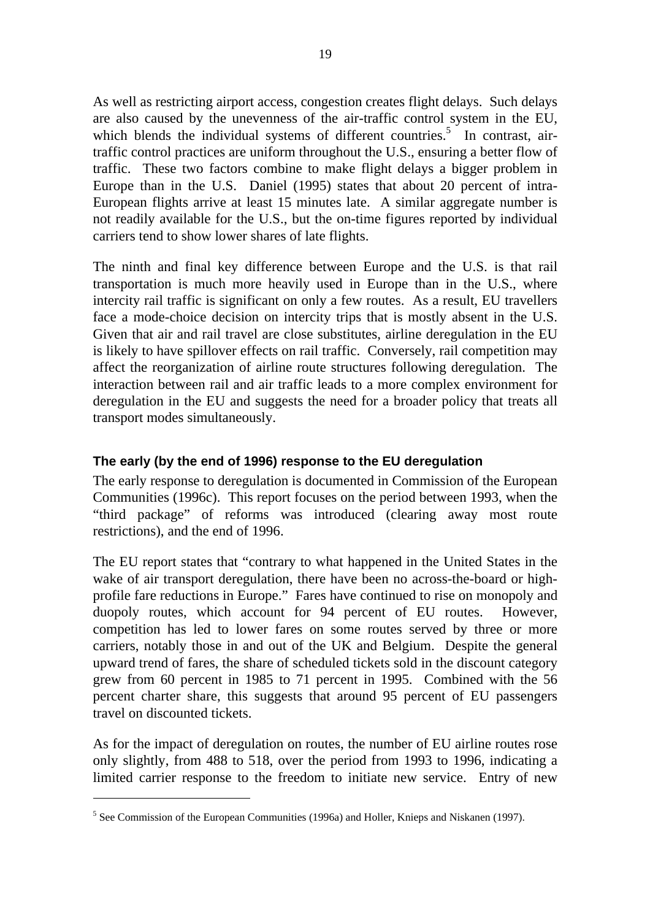As well as restricting airport access, congestion creates flight delays. Such delays are also caused by the unevenness of the air-traffic control system in the EU, which blends the individual systems of different countries.[5] In contrast, air-traffic control practices are uniform throughout the U.S., ensuring a better flow of traffic. These two factors combine to make flight delays a bigger problem in Europe than in the U.S. Daniel (1995) states that about 20 percent of intra-European flights arrive at least 15 minutes late. A similar aggregate number is not readily available for the U.S., but the on-time figures reported by individual carriers tend to show lower shares of late flights.

The ninth and final key difference between Europe and the U.S. is that rail transportation is much more heavily used in Europe than in the U.S., where intercity rail traffic is significant on only a few routes. As a result, EU travellers face a mode-choice decision on intercity trips that is mostly absent in the U.S. Given that air and rail travel are close substitutes, airline deregulation in the EU is likely to have spillover effects on rail traffic. Conversely, rail competition may affect the reorganization of airline route structures following deregulation. The interaction between rail and air traffic leads to a more complex environment for deregulation in the EU and suggests the need for a broader policy that treats all transport modes simultaneously.

### The early (by the end of 1996) response to the EU deregulation

The early response to deregulation is documented in Commission of the European Communities (1996c). This report focuses on the period between 1993, when the "third package" of reforms was introduced (clearing away most route restrictions), and the end of 1996.

The EU report states that "contrary to what happened in the United States in the wake of air transport deregulation, there have been no across-the-board or high-profile fare reductions in Europe." Fares have continued to rise on monopoly and duopoly routes, which account for 94 percent of EU routes. However, competition has led to lower fares on some routes served by three or more carriers, notably those in and out of the UK and Belgium. Despite the general upward trend of fares, the share of scheduled tickets sold in the discount category grew from 60 percent in 1985 to 71 percent in 1995. Combined with the 56 percent charter share, this suggests that around 95 percent of EU passengers travel on discounted tickets.

As for the impact of deregulation on routes, the number of EU airline routes rose only slightly, from 488 to 518, over the period from 1993 to 1996, indicating a limited carrier response to the freedom to initiate new service. Entry of new

---

[5] See Commission of the European Communities (1996a) and Holler, Knieps and Niskanen (1997).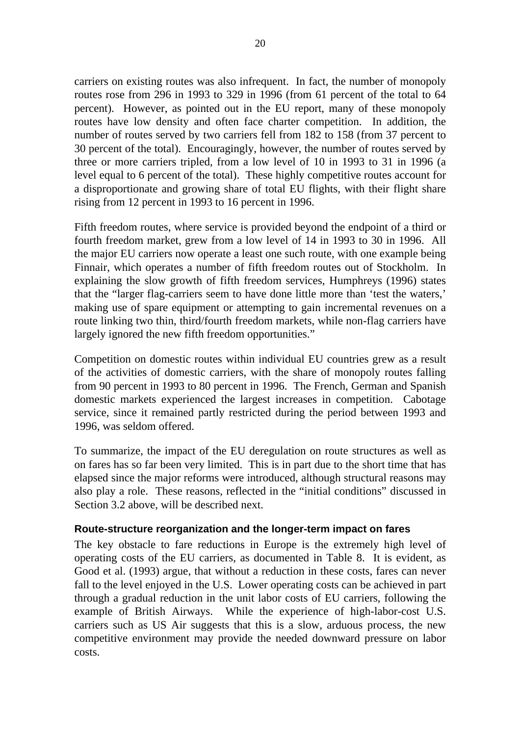carriers on existing routes was also infrequent. In fact, the number of monopoly routes rose from 296 in 1993 to 329 in 1996 (from 61 percent of the total to 64 percent). However, as pointed out in the EU report, many of these monopoly routes have low density and often face charter competition. In addition, the number of routes served by two carriers fell from 182 to 158 (from 37 percent to 30 percent of the total). Encouragingly, however, the number of routes served by three or more carriers tripled, from a low level of 10 in 1993 to 31 in 1996 (a level equal to 6 percent of the total). These highly competitive routes account for a disproportionate and growing share of total EU flights, with their flight share rising from 12 percent in 1993 to 16 percent in 1996.

Fifth freedom routes, where service is provided beyond the endpoint of a third or fourth freedom market, grew from a low level of 14 in 1993 to 30 in 1996. All the major EU carriers now operate a least one such route, with one example being Finnair, which operates a number of fifth freedom routes out of Stockholm. In explaining the slow growth of fifth freedom services, Humphreys (1996) states that the "larger flag-carriers seem to have done little more than 'test the waters,' making use of spare equipment or attempting to gain incremental revenues on a route linking two thin, third/fourth freedom markets, while non-flag carriers have largely ignored the new fifth freedom opportunities."

Competition on domestic routes within individual EU countries grew as a result of the activities of domestic carriers, with the share of monopoly routes falling from 90 percent in 1993 to 80 percent in 1996. The French, German and Spanish domestic markets experienced the largest increases in competition. Cabotage service, since it remained partly restricted during the period between 1993 and 1996, was seldom offered.

To summarize, the impact of the EU deregulation on route structures as well as on fares has so far been very limited. This is in part due to the short time that has elapsed since the major reforms were introduced, although structural reasons may also play a role. These reasons, reflected in the "initial conditions" discussed in Section 3.2 above, will be described next.

### Route-structure reorganization and the longer-term impact on fares

The key obstacle to fare reductions in Europe is the extremely high level of operating costs of the EU carriers, as documented in Table 8. It is evident, as Good et al. (1993) argue, that without a reduction in these costs, fares can never fall to the level enjoyed in the U.S. Lower operating costs can be achieved in part through a gradual reduction in the unit labor costs of EU carriers, following the example of British Airways. While the experience of high-labor-cost U.S. carriers such as US Air suggests that this is a slow, arduous process, the new competitive environment may provide the needed downward pressure on labor costs.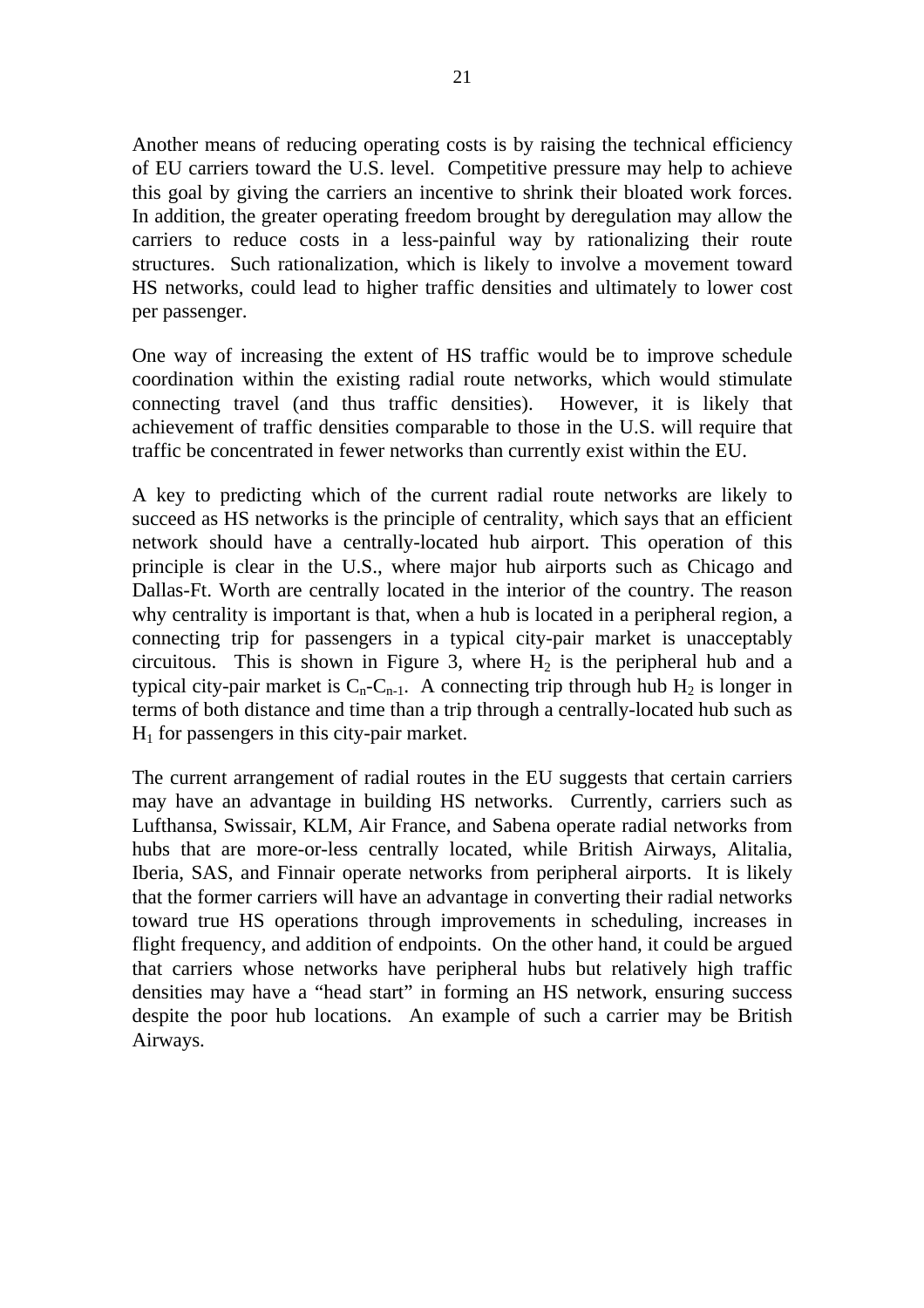Another means of reducing operating costs is by raising the technical efficiency of EU carriers toward the U.S. level. Competitive pressure may help to achieve this goal by giving the carriers an incentive to shrink their bloated work forces. In addition, the greater operating freedom brought by deregulation may allow the carriers to reduce costs in a less-painful way by rationalizing their route structures. Such rationalization, which is likely to involve a movement toward HS networks, could lead to higher traffic densities and ultimately to lower cost per passenger.

One way of increasing the extent of HS traffic would be to improve schedule coordination within the existing radial route networks, which would stimulate connecting travel (and thus traffic densities). However, it is likely that achievement of traffic densities comparable to those in the U.S. will require that traffic be concentrated in fewer networks than currently exist within the EU.

A key to predicting which of the current radial route networks are likely to succeed as HS networks is the principle of centrality, which says that an efficient network should have a centrally-located hub airport. This operation of this principle is clear in the U.S., where major hub airports such as Chicago and Dallas-Ft. Worth are centrally located in the interior of the country. The reason why centrality is important is that, when a hub is located in a peripheral region, a connecting trip for passengers in a typical city-pair market is unacceptably circuitous. This is shown in Figure 3, where $H_2$ is the peripheral hub and a typical city-pair market is $C_n$-$C_{n-1}$. A connecting trip through hub $H_2$ is longer in terms of both distance and time than a trip through a centrally-located hub such as $H_1$ for passengers in this city-pair market.

The current arrangement of radial routes in the EU suggests that certain carriers may have an advantage in building HS networks. Currently, carriers such as Lufthansa, Swissair, KLM, Air France, and Sabena operate radial networks from hubs that are more-or-less centrally located, while British Airways, Alitalia, Iberia, SAS, and Finnair operate networks from peripheral airports. It is likely that the former carriers will have an advantage in converting their radial networks toward true HS operations through improvements in scheduling, increases in flight frequency, and addition of endpoints. On the other hand, it could be argued that carriers whose networks have peripheral hubs but relatively high traffic densities may have a "head start" in forming an HS network, ensuring success despite the poor hub locations. An example of such a carrier may be British Airways.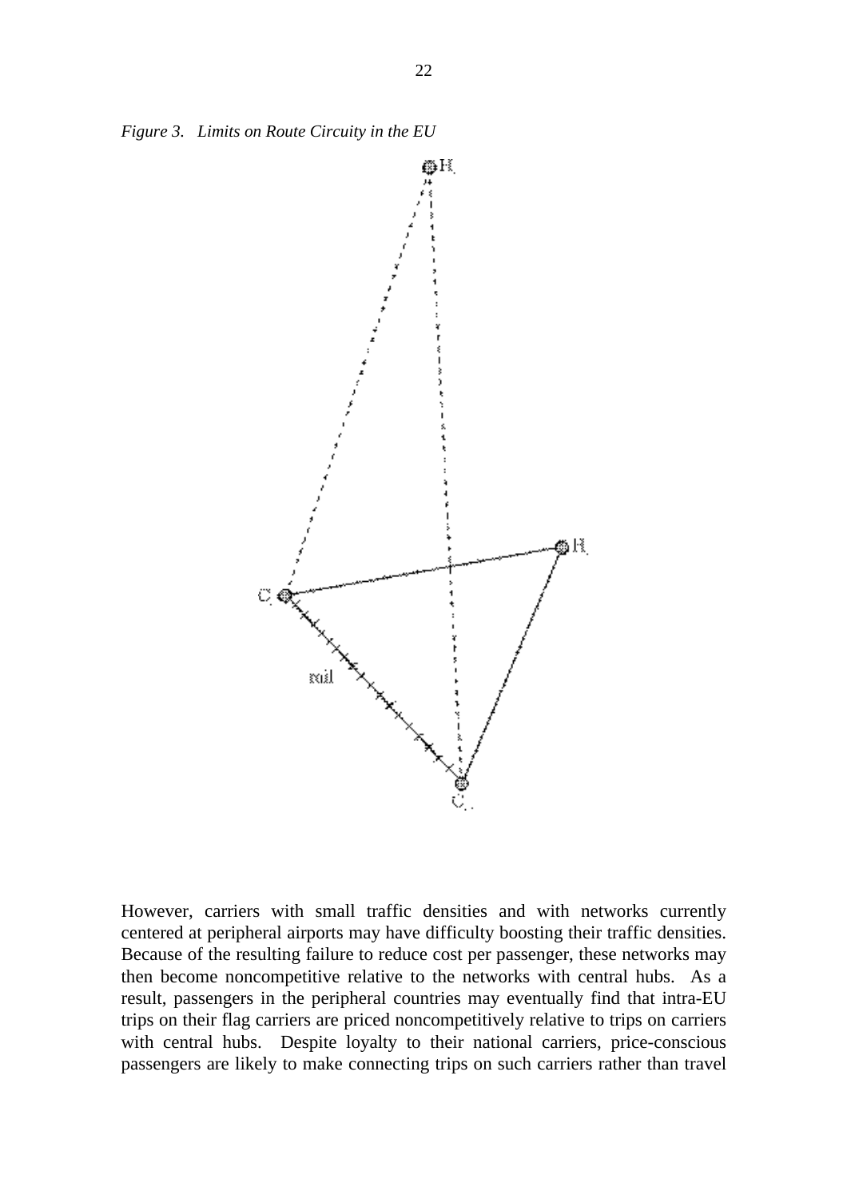*Figure 3. Limits on Route Circuity in the EU*

However, carriers with small traffic densities and with networks currently centered at peripheral airports may have difficulty boosting their traffic densities. Because of the resulting failure to reduce cost per passenger, these networks may then become noncompetitive relative to the networks with central hubs. As a result, passengers in the peripheral countries may eventually find that intra-EU trips on their flag carriers are priced noncompetitively relative to trips on carriers with central hubs. Despite loyalty to their national carriers, price-conscious passengers are likely to make connecting trips on such carriers rather than travel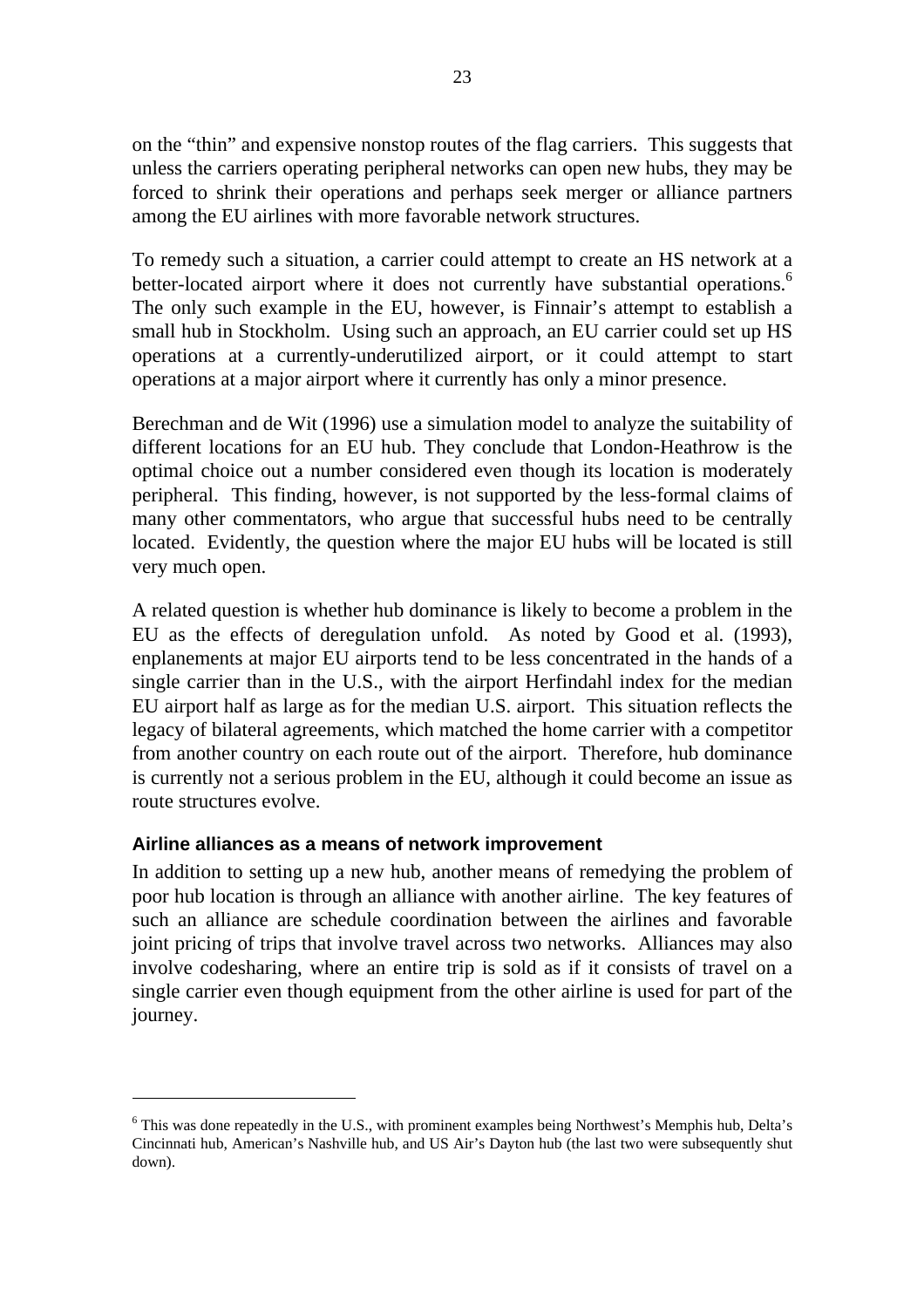on the "thin" and expensive nonstop routes of the flag carriers. This suggests that unless the carriers operating peripheral networks can open new hubs, they may be forced to shrink their operations and perhaps seek merger or alliance partners among the EU airlines with more favorable network structures.

To remedy such a situation, a carrier could attempt to create an HS network at a better-located airport where it does not currently have substantial operations.[6] The only such example in the EU, however, is Finnair's attempt to establish a small hub in Stockholm. Using such an approach, an EU carrier could set up HS operations at a currently-underutilized airport, or it could attempt to start operations at a major airport where it currently has only a minor presence.

Berechman and de Wit (1996) use a simulation model to analyze the suitability of different locations for an EU hub. They conclude that London-Heathrow is the optimal choice out a number considered even though its location is moderately peripheral. This finding, however, is not supported by the less-formal claims of many other commentators, who argue that successful hubs need to be centrally located. Evidently, the question where the major EU hubs will be located is still very much open.

A related question is whether hub dominance is likely to become a problem in the EU as the effects of deregulation unfold. As noted by Good et al. (1993), enplanements at major EU airports tend to be less concentrated in the hands of a single carrier than in the U.S., with the airport Herfindahl index for the median EU airport half as large as for the median U.S. airport. This situation reflects the legacy of bilateral agreements, which matched the home carrier with a competitor from another country on each route out of the airport. Therefore, hub dominance is currently not a serious problem in the EU, although it could become an issue as route structures evolve.

### Airline alliances as a means of network improvement

In addition to setting up a new hub, another means of remedying the problem of poor hub location is through an alliance with another airline. The key features of such an alliance are schedule coordination between the airlines and favorable joint pricing of trips that involve travel across two networks. Alliances may also involve codesharing, where an entire trip is sold as if it consists of travel on a single carrier even though equipment from the other airline is used for part of the journey.

---

[6] This was done repeatedly in the U.S., with prominent examples being Northwest's Memphis hub, Delta's Cincinnati hub, American's Nashville hub, and US Air's Dayton hub (the last two were subsequently shut down).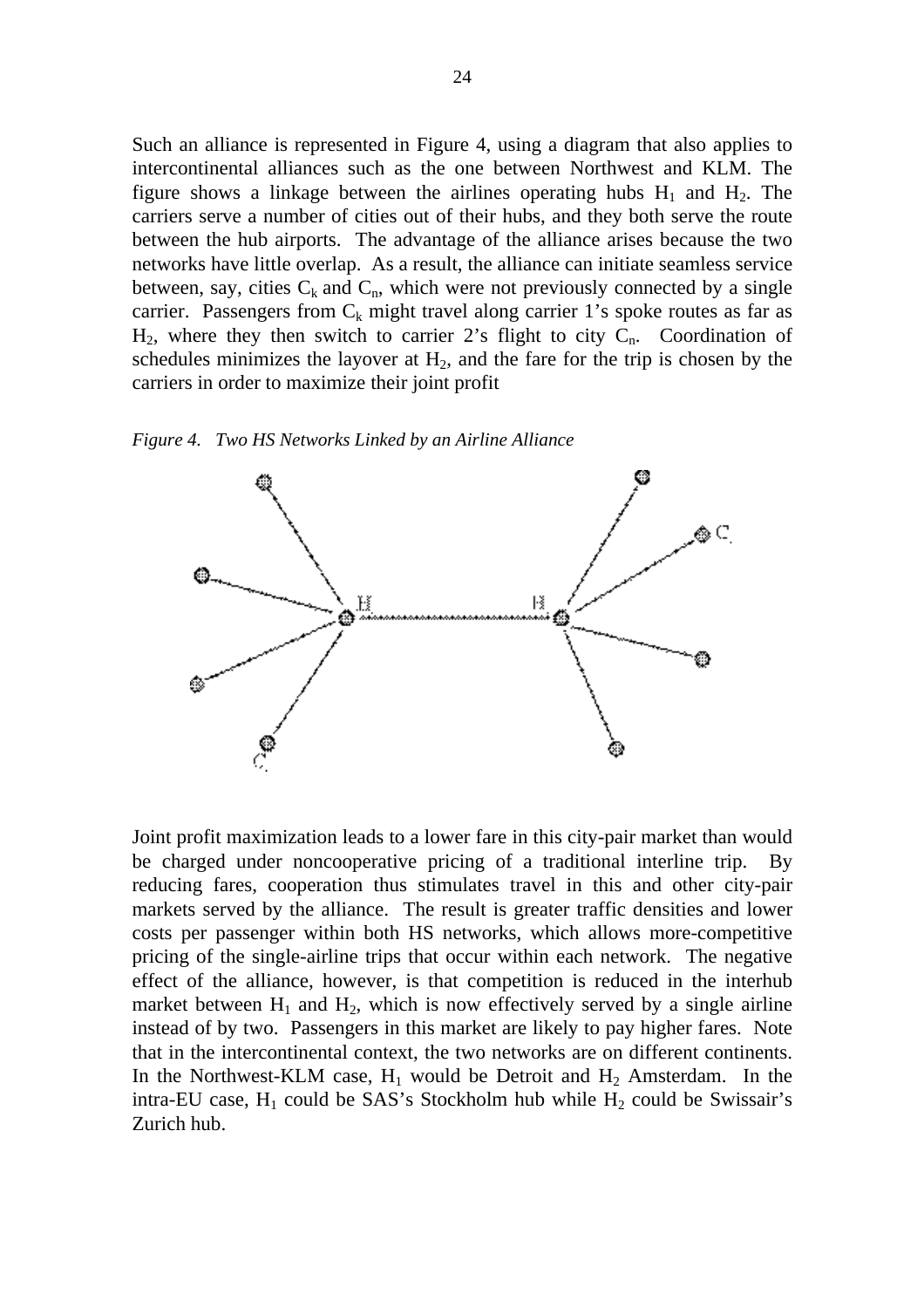Such an alliance is represented in Figure 4, using a diagram that also applies to intercontinental alliances such as the one between Northwest and KLM. The figure shows a linkage between the airlines operating hubs $H_1$ and $H_2$. The carriers serve a number of cities out of their hubs, and they both serve the route between the hub airports. The advantage of the alliance arises because the two networks have little overlap. As a result, the alliance can initiate seamless service between, say, cities $C_k$ and $C_n$, which were not previously connected by a single carrier. Passengers from $C_k$ might travel along carrier 1's spoke routes as far as $H_2$, where they then switch to carrier 2's flight to city $C_n$. Coordination of schedules minimizes the layover at $H_2$, and the fare for the trip is chosen by the carriers in order to maximize their joint profit

*Figure 4. Two HS Networks Linked by an Airline Alliance*

Joint profit maximization leads to a lower fare in this city-pair market than would be charged under noncooperative pricing of a traditional interline trip. By reducing fares, cooperation thus stimulates travel in this and other city-pair markets served by the alliance. The result is greater traffic densities and lower costs per passenger within both HS networks, which allows more-competitive pricing of the single-airline trips that occur within each network. The negative effect of the alliance, however, is that competition is reduced in the interhub market between $H_1$ and $H_2$, which is now effectively served by a single airline instead of by two. Passengers in this market are likely to pay higher fares. Note that in the intercontinental context, the two networks are on different continents. In the Northwest-KLM case, $H_1$ would be Detroit and $H_2$ Amsterdam. In the intra-EU case, $H_1$ could be SAS's Stockholm hub while $H_2$ could be Swissair's Zurich hub.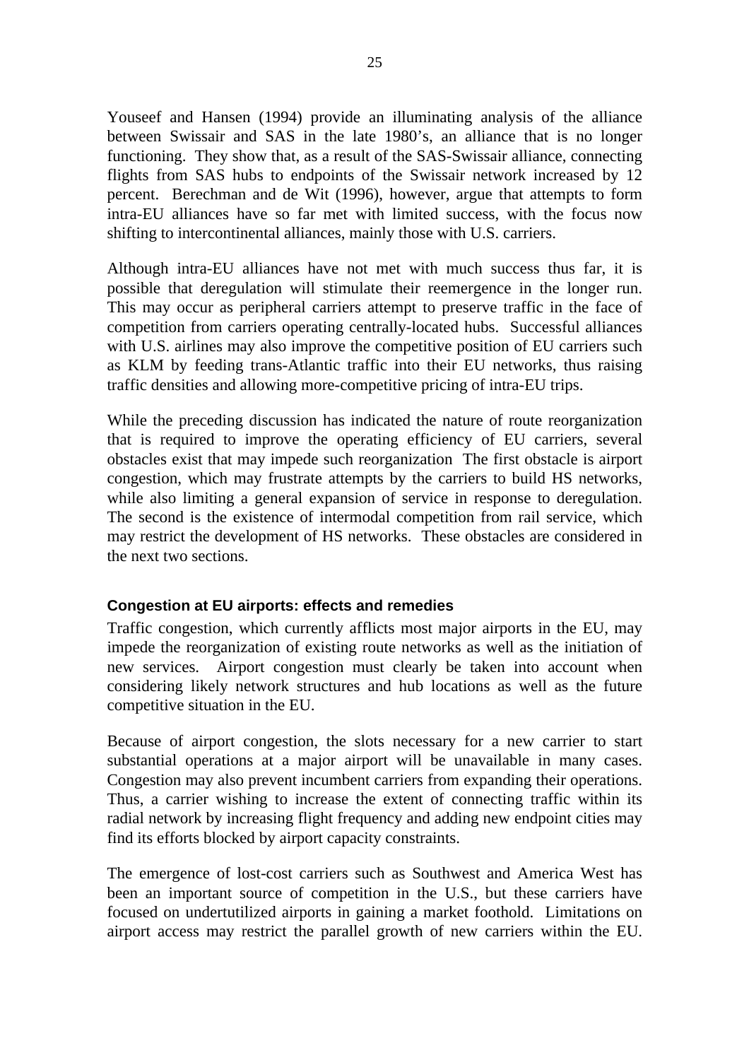Youseef and Hansen (1994) provide an illuminating analysis of the alliance between Swissair and SAS in the late 1980's, an alliance that is no longer functioning. They show that, as a result of the SAS-Swissair alliance, connecting flights from SAS hubs to endpoints of the Swissair network increased by 12 percent. Berechman and de Wit (1996), however, argue that attempts to form intra-EU alliances have so far met with limited success, with the focus now shifting to intercontinental alliances, mainly those with U.S. carriers.

Although intra-EU alliances have not met with much success thus far, it is possible that deregulation will stimulate their reemergence in the longer run. This may occur as peripheral carriers attempt to preserve traffic in the face of competition from carriers operating centrally-located hubs. Successful alliances with U.S. airlines may also improve the competitive position of EU carriers such as KLM by feeding trans-Atlantic traffic into their EU networks, thus raising traffic densities and allowing more-competitive pricing of intra-EU trips.

While the preceding discussion has indicated the nature of route reorganization that is required to improve the operating efficiency of EU carriers, several obstacles exist that may impede such reorganization The first obstacle is airport congestion, which may frustrate attempts by the carriers to build HS networks, while also limiting a general expansion of service in response to deregulation. The second is the existence of intermodal competition from rail service, which may restrict the development of HS networks. These obstacles are considered in the next two sections.

### Congestion at EU airports: effects and remedies

Traffic congestion, which currently afflicts most major airports in the EU, may impede the reorganization of existing route networks as well as the initiation of new services. Airport congestion must clearly be taken into account when considering likely network structures and hub locations as well as the future competitive situation in the EU.

Because of airport congestion, the slots necessary for a new carrier to start substantial operations at a major airport will be unavailable in many cases. Congestion may also prevent incumbent carriers from expanding their operations. Thus, a carrier wishing to increase the extent of connecting traffic within its radial network by increasing flight frequency and adding new endpoint cities may find its efforts blocked by airport capacity constraints.

The emergence of lost-cost carriers such as Southwest and America West has been an important source of competition in the U.S., but these carriers have focused on undertutilized airports in gaining a market foothold. Limitations on airport access may restrict the parallel growth of new carriers within the EU.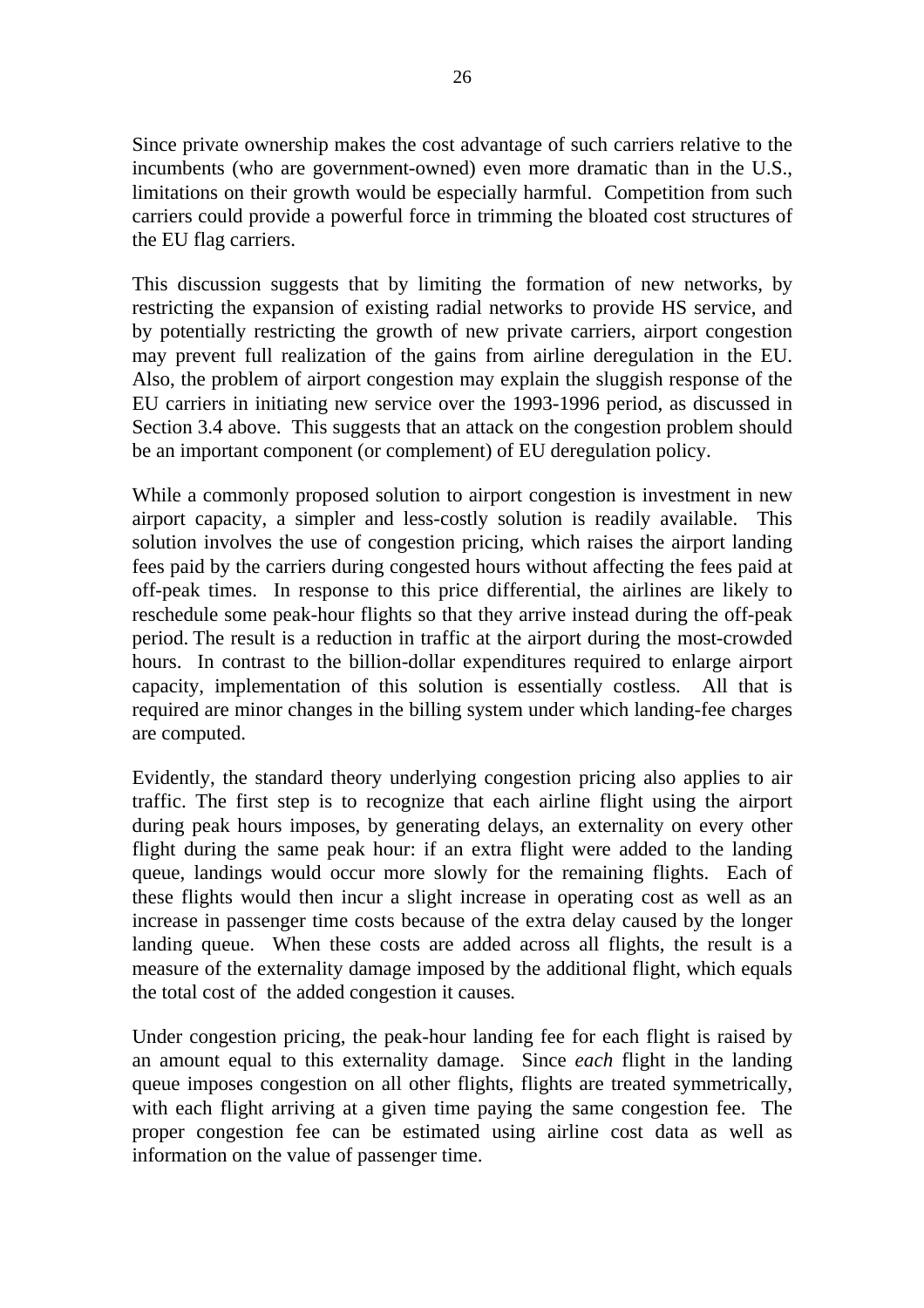Since private ownership makes the cost advantage of such carriers relative to the incumbents (who are government-owned) even more dramatic than in the U.S., limitations on their growth would be especially harmful. Competition from such carriers could provide a powerful force in trimming the bloated cost structures of the EU flag carriers.

This discussion suggests that by limiting the formation of new networks, by restricting the expansion of existing radial networks to provide HS service, and by potentially restricting the growth of new private carriers, airport congestion may prevent full realization of the gains from airline deregulation in the EU. Also, the problem of airport congestion may explain the sluggish response of the EU carriers in initiating new service over the 1993-1996 period, as discussed in Section 3.4 above. This suggests that an attack on the congestion problem should be an important component (or complement) of EU deregulation policy.

While a commonly proposed solution to airport congestion is investment in new airport capacity, a simpler and less-costly solution is readily available. This solution involves the use of congestion pricing, which raises the airport landing fees paid by the carriers during congested hours without affecting the fees paid at off-peak times. In response to this price differential, the airlines are likely to reschedule some peak-hour flights so that they arrive instead during the off-peak period. The result is a reduction in traffic at the airport during the most-crowded hours. In contrast to the billion-dollar expenditures required to enlarge airport capacity, implementation of this solution is essentially costless. All that is required are minor changes in the billing system under which landing-fee charges are computed.

Evidently, the standard theory underlying congestion pricing also applies to air traffic. The first step is to recognize that each airline flight using the airport during peak hours imposes, by generating delays, an externality on every other flight during the same peak hour: if an extra flight were added to the landing queue, landings would occur more slowly for the remaining flights. Each of these flights would then incur a slight increase in operating cost as well as an increase in passenger time costs because of the extra delay caused by the longer landing queue. When these costs are added across all flights, the result is a measure of the externality damage imposed by the additional flight, which equals the total cost of the added congestion it causes.

Under congestion pricing, the peak-hour landing fee for each flight is raised by an amount equal to this externality damage. Since *each* flight in the landing queue imposes congestion on all other flights, flights are treated symmetrically, with each flight arriving at a given time paying the same congestion fee. The proper congestion fee can be estimated using airline cost data as well as information on the value of passenger time.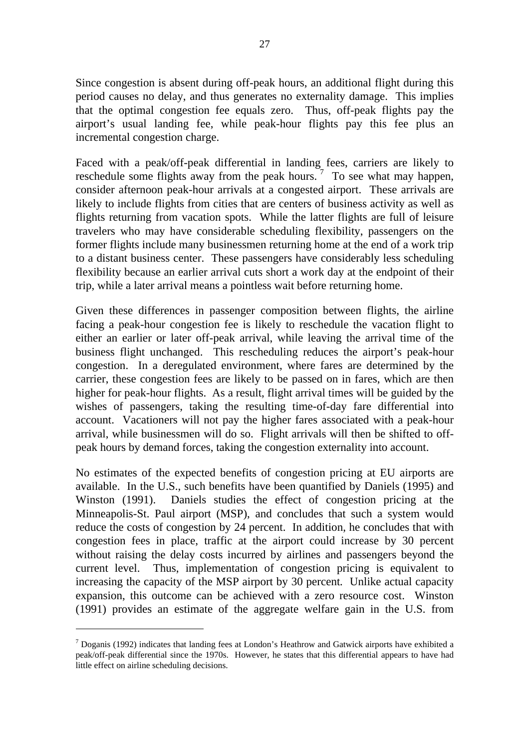Since congestion is absent during off-peak hours, an additional flight during this period causes no delay, and thus generates no externality damage. This implies that the optimal congestion fee equals zero. Thus, off-peak flights pay the airport's usual landing fee, while peak-hour flights pay this fee plus an incremental congestion charge.

Faced with a peak/off-peak differential in landing fees, carriers are likely to reschedule some flights away from the peak hours.[7] To see what may happen, consider afternoon peak-hour arrivals at a congested airport. These arrivals are likely to include flights from cities that are centers of business activity as well as flights returning from vacation spots. While the latter flights are full of leisure travelers who may have considerable scheduling flexibility, passengers on the former flights include many businessmen returning home at the end of a work trip to a distant business center. These passengers have considerably less scheduling flexibility because an earlier arrival cuts short a work day at the endpoint of their trip, while a later arrival means a pointless wait before returning home.

Given these differences in passenger composition between flights, the airline facing a peak-hour congestion fee is likely to reschedule the vacation flight to either an earlier or later off-peak arrival, while leaving the arrival time of the business flight unchanged. This rescheduling reduces the airport's peak-hour congestion. In a deregulated environment, where fares are determined by the carrier, these congestion fees are likely to be passed on in fares, which are then higher for peak-hour flights. As a result, flight arrival times will be guided by the wishes of passengers, taking the resulting time-of-day fare differential into account. Vacationers will not pay the higher fares associated with a peak-hour arrival, while businessmen will do so. Flight arrivals will then be shifted to off-peak hours by demand forces, taking the congestion externality into account.

No estimates of the expected benefits of congestion pricing at EU airports are available. In the U.S., such benefits have been quantified by Daniels (1995) and Winston (1991). Daniels studies the effect of congestion pricing at the Minneapolis-St. Paul airport (MSP), and concludes that such a system would reduce the costs of congestion by 24 percent. In addition, he concludes that with congestion fees in place, traffic at the airport could increase by 30 percent without raising the delay costs incurred by airlines and passengers beyond the current level. Thus, implementation of congestion pricing is equivalent to increasing the capacity of the MSP airport by 30 percent. Unlike actual capacity expansion, this outcome can be achieved with a zero resource cost. Winston (1991) provides an estimate of the aggregate welfare gain in the U.S. from

[7] Doganis (1992) indicates that landing fees at London's Heathrow and Gatwick airports have exhibited a peak/off-peak differential since the 1970s. However, he states that this differential appears to have had little effect on airline scheduling decisions.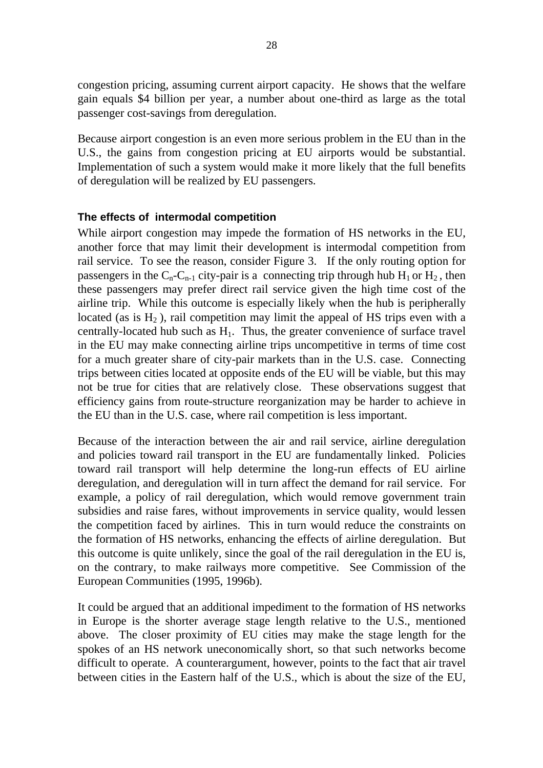congestion pricing, assuming current airport capacity. He shows that the welfare gain equals \$4 billion per year, a number about one-third as large as the total passenger cost-savings from deregulation.

Because airport congestion is an even more serious problem in the EU than in the U.S., the gains from congestion pricing at EU airports would be substantial. Implementation of such a system would make it more likely that the full benefits of deregulation will be realized by EU passengers.

### The effects of intermodal competition

While airport congestion may impede the formation of HS networks in the EU, another force that may limit their development is intermodal competition from rail service. To see the reason, consider Figure 3. If the only routing option for passengers in the $C_n$-$C_{n-1}$ city-pair is a connecting trip through hub $H_1$ or $H_2$, then these passengers may prefer direct rail service given the high time cost of the airline trip. While this outcome is especially likely when the hub is peripherally located (as is $H_2$), rail competition may limit the appeal of HS trips even with a centrally-located hub such as $H_1$. Thus, the greater convenience of surface travel in the EU may make connecting airline trips uncompetitive in terms of time cost for a much greater share of city-pair markets than in the U.S. case. Connecting trips between cities located at opposite ends of the EU will be viable, but this may not be true for cities that are relatively close. These observations suggest that efficiency gains from route-structure reorganization may be harder to achieve in the EU than in the U.S. case, where rail competition is less important.

Because of the interaction between the air and rail service, airline deregulation and policies toward rail transport in the EU are fundamentally linked. Policies toward rail transport will help determine the long-run effects of EU airline deregulation, and deregulation will in turn affect the demand for rail service. For example, a policy of rail deregulation, which would remove government train subsidies and raise fares, without improvements in service quality, would lessen the competition faced by airlines. This in turn would reduce the constraints on the formation of HS networks, enhancing the effects of airline deregulation. But this outcome is quite unlikely, since the goal of the rail deregulation in the EU is, on the contrary, to make railways more competitive. See Commission of the European Communities (1995, 1996b).

It could be argued that an additional impediment to the formation of HS networks in Europe is the shorter average stage length relative to the U.S., mentioned above. The closer proximity of EU cities may make the stage length for the spokes of an HS network uneconomically short, so that such networks become difficult to operate. A counterargument, however, points to the fact that air travel between cities in the Eastern half of the U.S., which is about the size of the EU,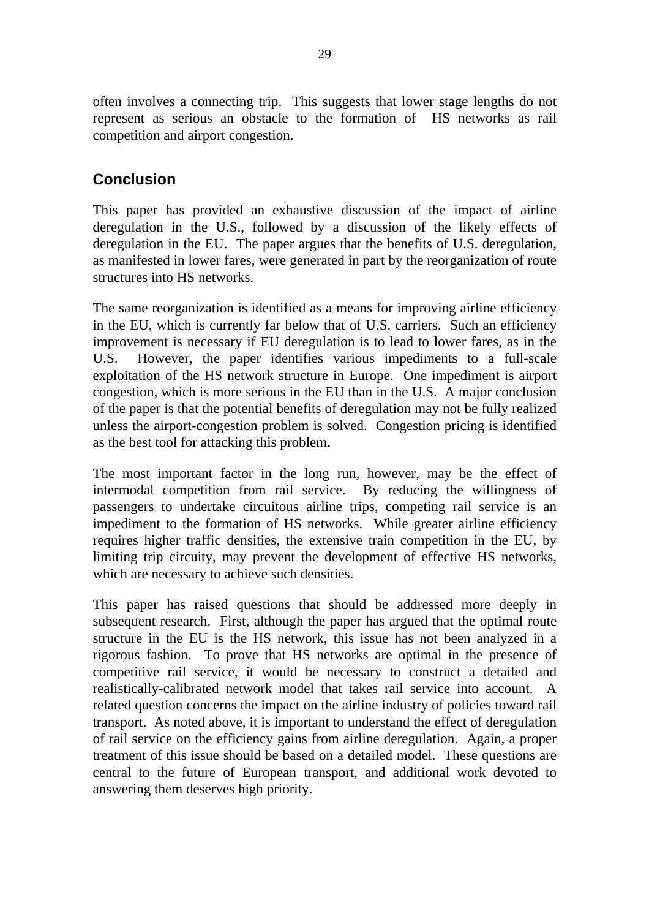often involves a connecting trip. This suggests that lower stage lengths do not represent as serious an obstacle to the formation of HS networks as rail competition and airport congestion.

## Conclusion

This paper has provided an exhaustive discussion of the impact of airline deregulation in the U.S., followed by a discussion of the likely effects of deregulation in the EU. The paper argues that the benefits of U.S. deregulation, as manifested in lower fares, were generated in part by the reorganization of route structures into HS networks.

The same reorganization is identified as a means for improving airline efficiency in the EU, which is currently far below that of U.S. carriers. Such an efficiency improvement is necessary if EU deregulation is to lead to lower fares, as in the U.S. However, the paper identifies various impediments to a full-scale exploitation of the HS network structure in Europe. One impediment is airport congestion, which is more serious in the EU than in the U.S. A major conclusion of the paper is that the potential benefits of deregulation may not be fully realized unless the airport-congestion problem is solved. Congestion pricing is identified as the best tool for attacking this problem.

The most important factor in the long run, however, may be the effect of intermodal competition from rail service. By reducing the willingness of passengers to undertake circuitous airline trips, competing rail service is an impediment to the formation of HS networks. While greater airline efficiency requires higher traffic densities, the extensive train competition in the EU, by limiting trip circuity, may prevent the development of effective HS networks, which are necessary to achieve such densities.

This paper has raised questions that should be addressed more deeply in subsequent research. First, although the paper has argued that the optimal route structure in the EU is the HS network, this issue has not been analyzed in a rigorous fashion. To prove that HS networks are optimal in the presence of competitive rail service, it would be necessary to construct a detailed and realistically-calibrated network model that takes rail service into account. A related question concerns the impact on the airline industry of policies toward rail transport. As noted above, it is important to understand the effect of deregulation of rail service on the efficiency gains from airline deregulation. Again, a proper treatment of this issue should be based on a detailed model. These questions are central to the future of European transport, and additional work devoted to answering them deserves high priority.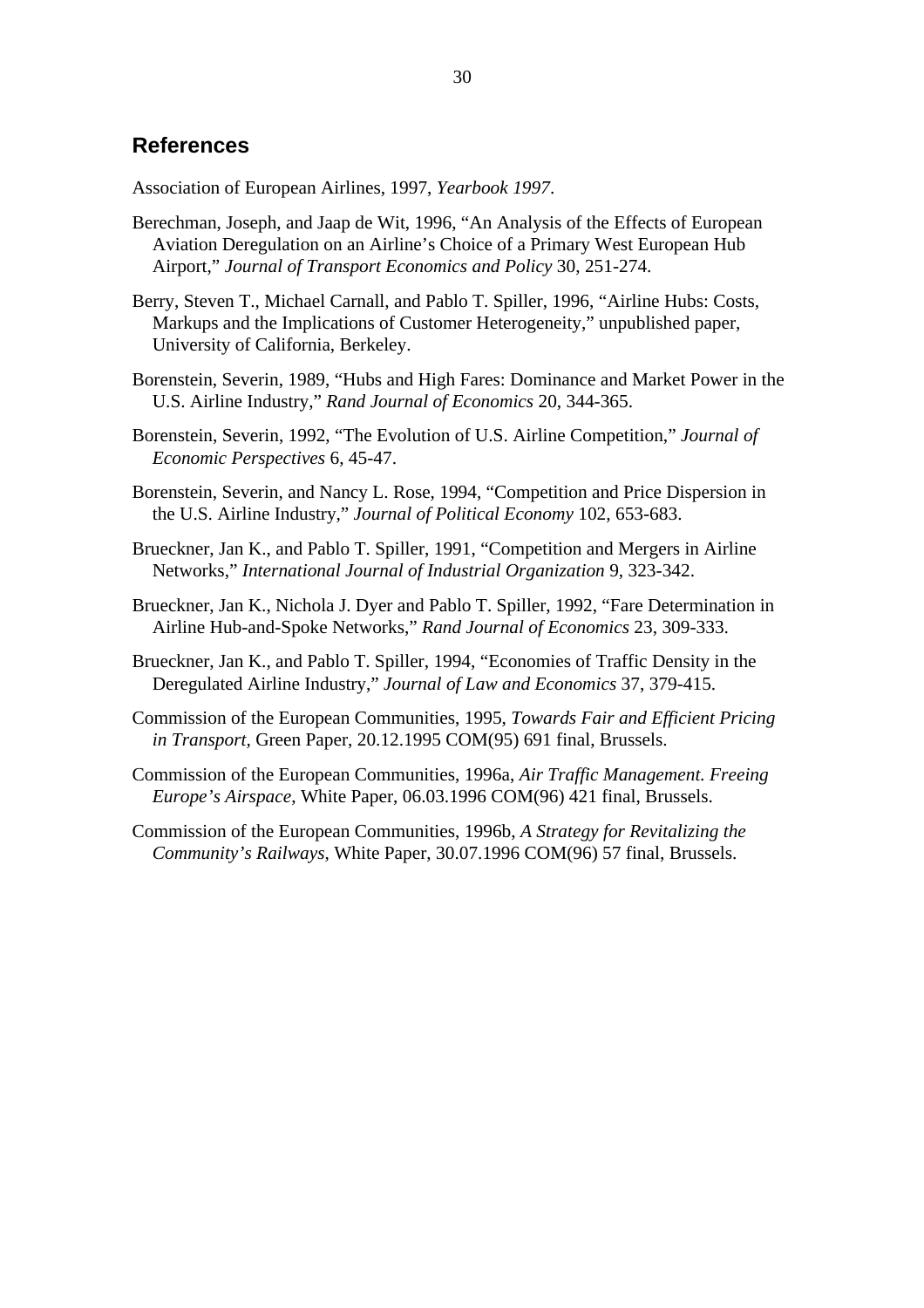## References

Association of European Airlines, 1997, *Yearbook 1997*.

Berechman, Joseph, and Jaap de Wit, 1996, "An Analysis of the Effects of European Aviation Deregulation on an Airline's Choice of a Primary West European Hub Airport," *Journal of Transport Economics and Policy* 30, 251-274.

Berry, Steven T., Michael Carnall, and Pablo T. Spiller, 1996, "Airline Hubs: Costs, Markups and the Implications of Customer Heterogeneity," unpublished paper, University of California, Berkeley.

Borenstein, Severin, 1989, "Hubs and High Fares: Dominance and Market Power in the U.S. Airline Industry," *Rand Journal of Economics* 20, 344-365.

Borenstein, Severin, 1992, "The Evolution of U.S. Airline Competition," *Journal of Economic Perspectives* 6, 45-47.

Borenstein, Severin, and Nancy L. Rose, 1994, "Competition and Price Dispersion in the U.S. Airline Industry," *Journal of Political Economy* 102, 653-683.

Brueckner, Jan K., and Pablo T. Spiller, 1991, "Competition and Mergers in Airline Networks," *International Journal of Industrial Organization* 9, 323-342.

Brueckner, Jan K., Nichola J. Dyer and Pablo T. Spiller, 1992, "Fare Determination in Airline Hub-and-Spoke Networks," *Rand Journal of Economics* 23, 309-333.

Brueckner, Jan K., and Pablo T. Spiller, 1994, "Economies of Traffic Density in the Deregulated Airline Industry," *Journal of Law and Economics* 37, 379-415.

Commission of the European Communities, 1995, *Towards Fair and Efficient Pricing in Transport*, Green Paper, 20.12.1995 COM(95) 691 final, Brussels.

Commission of the European Communities, 1996a, *Air Traffic Management. Freeing Europe's Airspace*, White Paper, 06.03.1996 COM(96) 421 final, Brussels.

Commission of the European Communities, 1996b, *A Strategy for Revitalizing the Community's Railways*, White Paper, 30.07.1996 COM(96) 57 final, Brussels.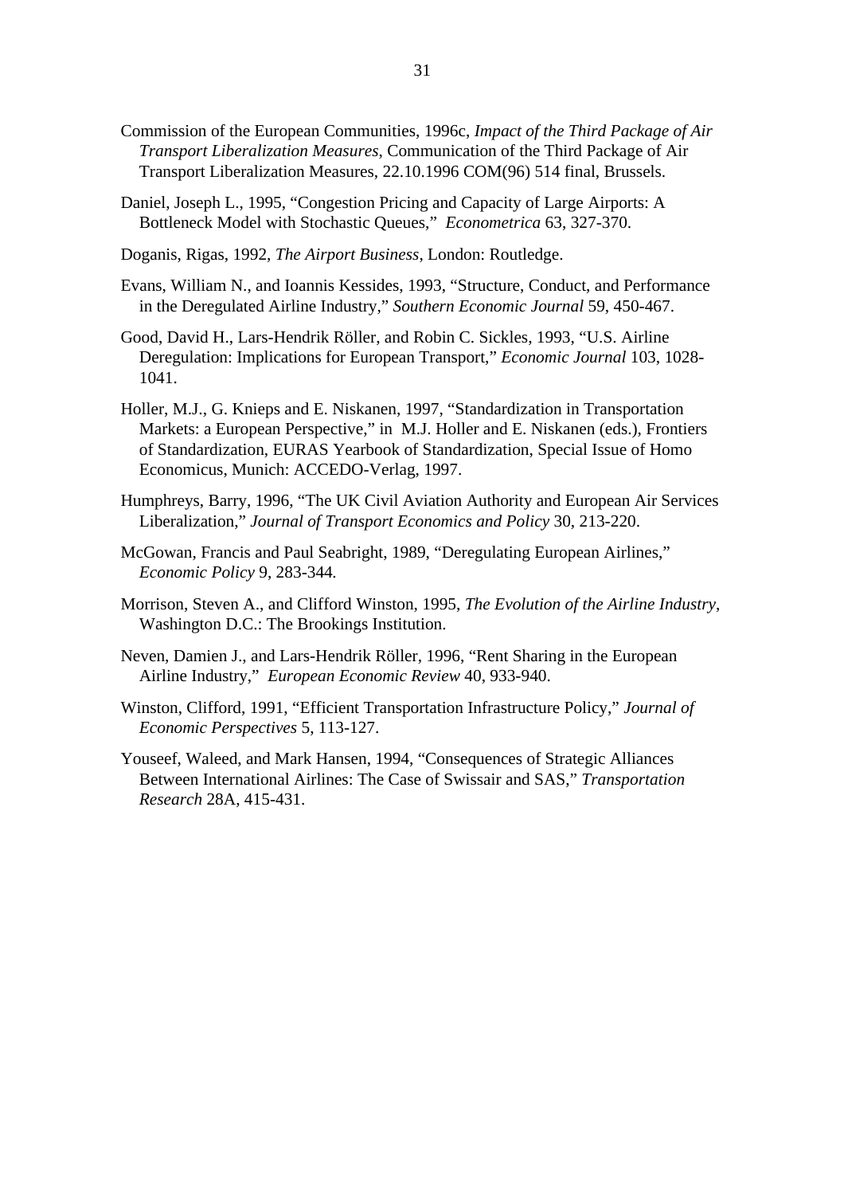Commission of the European Communities, 1996c, *Impact of the Third Package of Air Transport Liberalization Measures*, Communication of the Third Package of Air Transport Liberalization Measures, 22.10.1996 COM(96) 514 final, Brussels.

Daniel, Joseph L., 1995, "Congestion Pricing and Capacity of Large Airports: A Bottleneck Model with Stochastic Queues," *Econometrica* 63, 327-370.

Doganis, Rigas, 1992, *The Airport Business*, London: Routledge.

Evans, William N., and Ioannis Kessides, 1993, "Structure, Conduct, and Performance in the Deregulated Airline Industry," *Southern Economic Journal* 59, 450-467.

Good, David H., Lars-Hendrik Röller, and Robin C. Sickles, 1993, "U.S. Airline Deregulation: Implications for European Transport," *Economic Journal* 103, 1028-1041.

Holler, M.J., G. Knieps and E. Niskanen, 1997, "Standardization in Transportation Markets: a European Perspective," in M.J. Holler and E. Niskanen (eds.), Frontiers of Standardization, EURAS Yearbook of Standardization, Special Issue of Homo Economicus, Munich: ACCEDO-Verlag, 1997.

Humphreys, Barry, 1996, "The UK Civil Aviation Authority and European Air Services Liberalization," *Journal of Transport Economics and Policy* 30, 213-220.

McGowan, Francis and Paul Seabright, 1989, "Deregulating European Airlines," *Economic Policy* 9, 283-344.

Morrison, Steven A., and Clifford Winston, 1995, *The Evolution of the Airline Industry*, Washington D.C.: The Brookings Institution.

Neven, Damien J., and Lars-Hendrik Röller, 1996, "Rent Sharing in the European Airline Industry," *European Economic Review* 40, 933-940.

Winston, Clifford, 1991, "Efficient Transportation Infrastructure Policy," *Journal of Economic Perspectives* 5, 113-127.

Youseef, Waleed, and Mark Hansen, 1994, "Consequences of Strategic Alliances Between International Airlines: The Case of Swissair and SAS," *Transportation Research* 28A, 415-431.